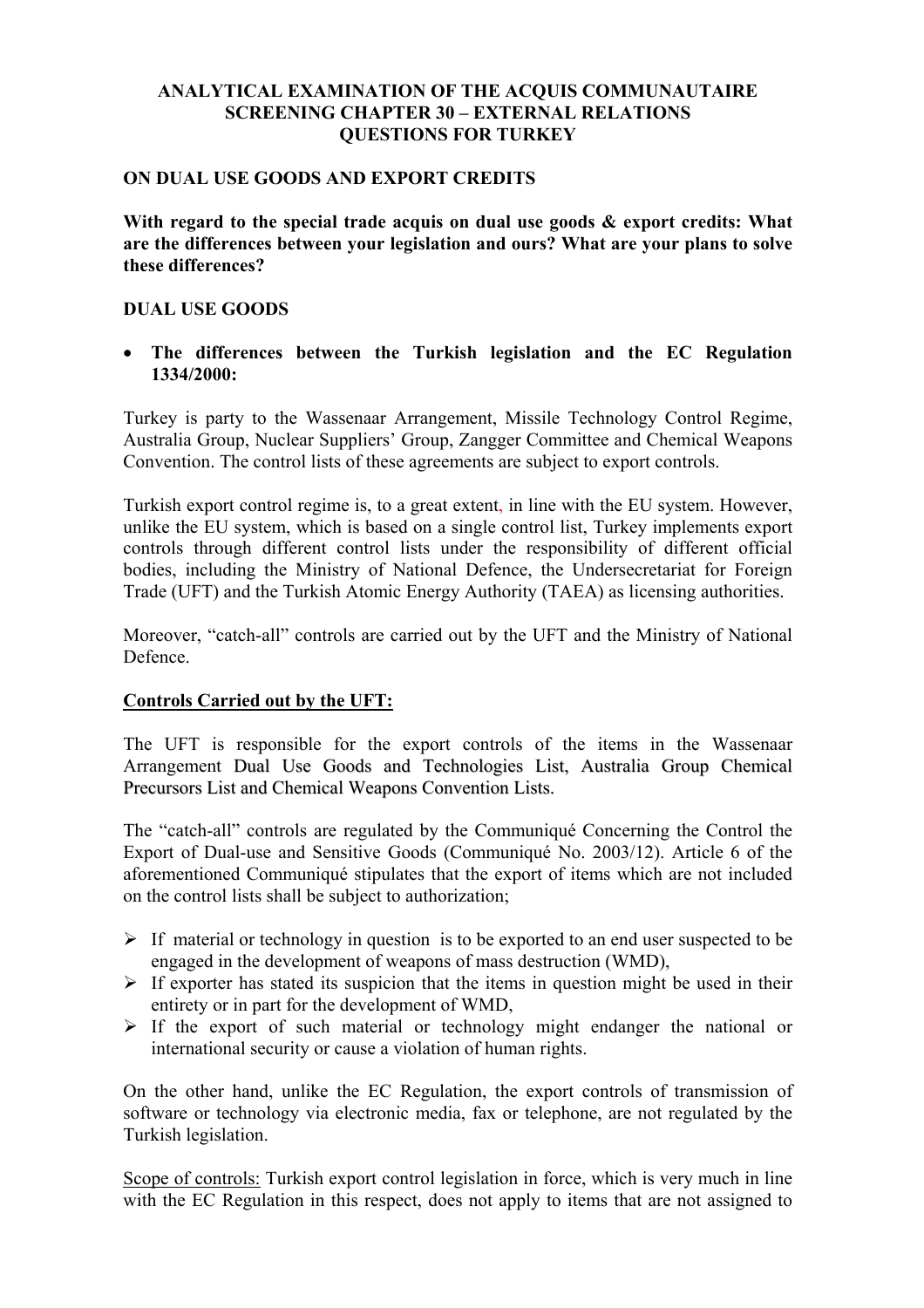**ANALYTICAL EXAMINATION OF THE ACQUIS COMMUNAUTAIRE**
**SCREENING CHAPTER 30 – EXTERNAL RELATIONS**
**QUESTIONS FOR TURKEY**

**ON DUAL USE GOODS AND EXPORT CREDITS**

**With regard to the special trade acquis on dual use goods & export credits: What are the differences between your legislation and ours? What are your plans to solve these differences?**

**DUAL USE GOODS**

- **The differences between the Turkish legislation and the EC Regulation 1334/2000:**

Turkey is party to the Wassenaar Arrangement, Missile Technology Control Regime, Australia Group, Nuclear Suppliers' Group, Zangger Committee and Chemical Weapons Convention. The control lists of these agreements are subject to export controls.

Turkish export control regime is, to a great extent, in line with the EU system. However, unlike the EU system, which is based on a single control list, Turkey implements export controls through different control lists under the responsibility of different official bodies, including the Ministry of National Defence, the Undersecretariat for Foreign Trade (UFT) and the Turkish Atomic Energy Authority (TAEA) as licensing authorities.

Moreover, "catch-all" controls are carried out by the UFT and the Ministry of National Defence.

<u>**Controls Carried out by the UFT:**</u>

The UFT is responsible for the export controls of the items in the Wassenaar Arrangement Dual Use Goods and Technologies List, Australia Group Chemical Precursors List and Chemical Weapons Convention Lists.

The "catch-all" controls are regulated by the Communiqué Concerning the Control the Export of Dual-use and Sensitive Goods (Communiqué No. 2003/12). Article 6 of the aforementioned Communiqué stipulates that the export of items which are not included on the control lists shall be subject to authorization;

- If material or technology in question is to be exported to an end user suspected to be engaged in the development of weapons of mass destruction (WMD),
- If exporter has stated its suspicion that the items in question might be used in their entirety or in part for the development of WMD,
- If the export of such material or technology might endanger the national or international security or cause a violation of human rights.

On the other hand, unlike the EC Regulation, the export controls of transmission of software or technology via electronic media, fax or telephone, are not regulated by the Turkish legislation.

<u>Scope of controls:</u> Turkish export control legislation in force, which is very much in line with the EC Regulation in this respect, does not apply to items that are not assigned to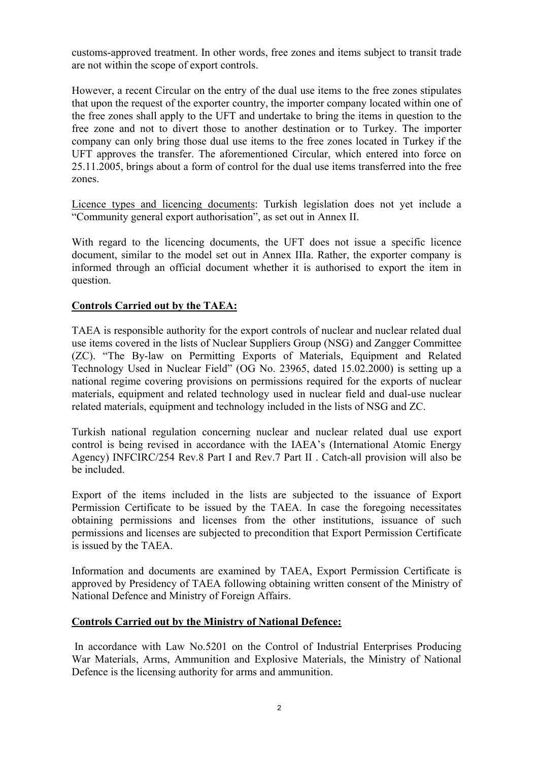customs-approved treatment. In other words, free zones and items subject to transit trade are not within the scope of export controls.

However, a recent Circular on the entry of the dual use items to the free zones stipulates that upon the request of the exporter country, the importer company located within one of the free zones shall apply to the UFT and undertake to bring the items in question to the free zone and not to divert those to another destination or to Turkey. The importer company can only bring those dual use items to the free zones located in Turkey if the UFT approves the transfer. The aforementioned Circular, which entered into force on 25.11.2005, brings about a form of control for the dual use items transferred into the free zones.

Licence types and licencing documents: Turkish legislation does not yet include a "Community general export authorisation", as set out in Annex II.

With regard to the licencing documents, the UFT does not issue a specific licence document, similar to the model set out in Annex IIIa. Rather, the exporter company is informed through an official document whether it is authorised to export the item in question.

**Controls Carried out by the TAEA:**

TAEA is responsible authority for the export controls of nuclear and nuclear related dual use items covered in the lists of Nuclear Suppliers Group (NSG) and Zangger Committee (ZC). "The By-law on Permitting Exports of Materials, Equipment and Related Technology Used in Nuclear Field" (OG No. 23965, dated 15.02.2000) is setting up a national regime covering provisions on permissions required for the exports of nuclear materials, equipment and related technology used in nuclear field and dual-use nuclear related materials, equipment and technology included in the lists of NSG and ZC.

Turkish national regulation concerning nuclear and nuclear related dual use export control is being revised in accordance with the IAEA's (International Atomic Energy Agency) INFCIRC/254 Rev.8 Part I and Rev.7 Part II . Catch-all provision will also be be included.

Export of the items included in the lists are subjected to the issuance of Export Permission Certificate to be issued by the TAEA. In case the foregoing necessitates obtaining permissions and licenses from the other institutions, issuance of such permissions and licenses are subjected to precondition that Export Permission Certificate is issued by the TAEA.

Information and documents are examined by TAEA, Export Permission Certificate is approved by Presidency of TAEA following obtaining written consent of the Ministry of National Defence and Ministry of Foreign Affairs.

**Controls Carried out by the Ministry of National Defence:**

In accordance with Law No.5201 on the Control of Industrial Enterprises Producing War Materials, Arms, Ammunition and Explosive Materials, the Ministry of National Defence is the licensing authority for arms and ammunition.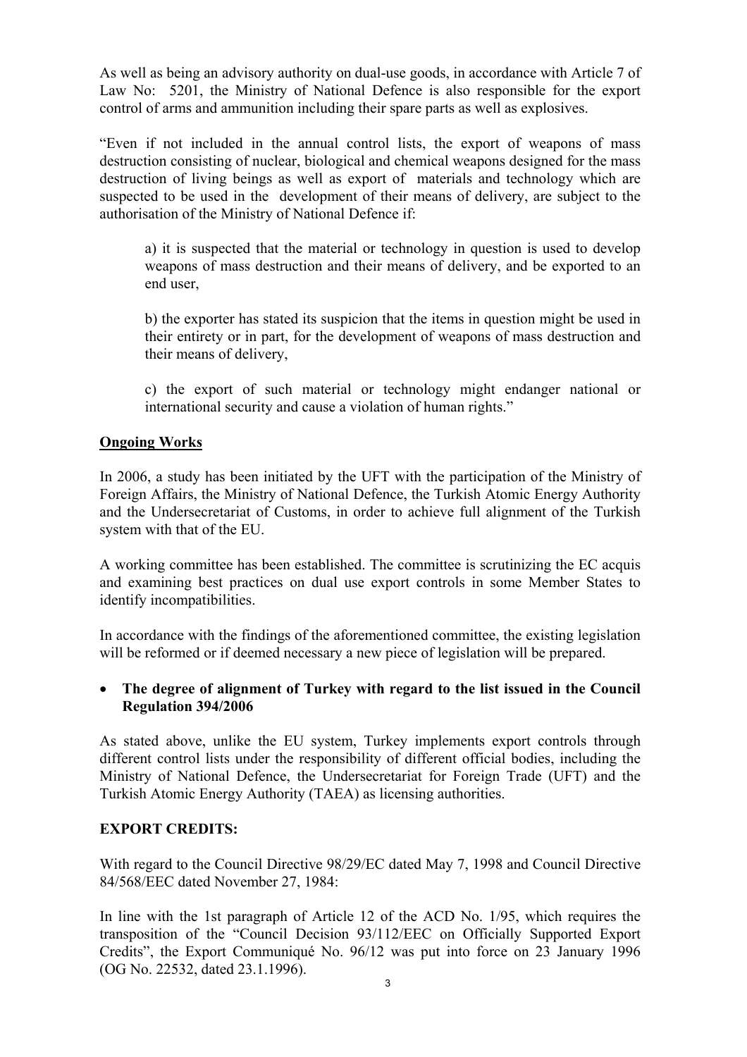As well as being an advisory authority on dual-use goods, in accordance with Article 7 of Law No: 5201, the Ministry of National Defence is also responsible for the export control of arms and ammunition including their spare parts as well as explosives.

"Even if not included in the annual control lists, the export of weapons of mass destruction consisting of nuclear, biological and chemical weapons designed for the mass destruction of living beings as well as export of materials and technology which are suspected to be used in the development of their means of delivery, are subject to the authorisation of the Ministry of National Defence if:

> a) it is suspected that the material or technology in question is used to develop weapons of mass destruction and their means of delivery, and be exported to an end user,
>
> b) the exporter has stated its suspicion that the items in question might be used in their entirety or in part, for the development of weapons of mass destruction and their means of delivery,
>
> c) the export of such material or technology might endanger national or international security and cause a violation of human rights."

**Ongoing Works**

In 2006, a study has been initiated by the UFT with the participation of the Ministry of Foreign Affairs, the Ministry of National Defence, the Turkish Atomic Energy Authority and the Undersecretariat of Customs, in order to achieve full alignment of the Turkish system with that of the EU.

A working committee has been established. The committee is scrutinizing the EC acquis and examining best practices on dual use export controls in some Member States to identify incompatibilities.

In accordance with the findings of the aforementioned committee, the existing legislation will be reformed or if deemed necessary a new piece of legislation will be prepared.

- **The degree of alignment of Turkey with regard to the list issued in the Council Regulation 394/2006**

As stated above, unlike the EU system, Turkey implements export controls through different control lists under the responsibility of different official bodies, including the Ministry of National Defence, the Undersecretariat for Foreign Trade (UFT) and the Turkish Atomic Energy Authority (TAEA) as licensing authorities.

**EXPORT CREDITS:**

With regard to the Council Directive 98/29/EC dated May 7, 1998 and Council Directive 84/568/EEC dated November 27, 1984:

In line with the 1st paragraph of Article 12 of the ACD No. 1/95, which requires the transposition of the "Council Decision 93/112/EEC on Officially Supported Export Credits", the Export Communiqué No. 96/12 was put into force on 23 January 1996 (OG No. 22532, dated 23.1.1996).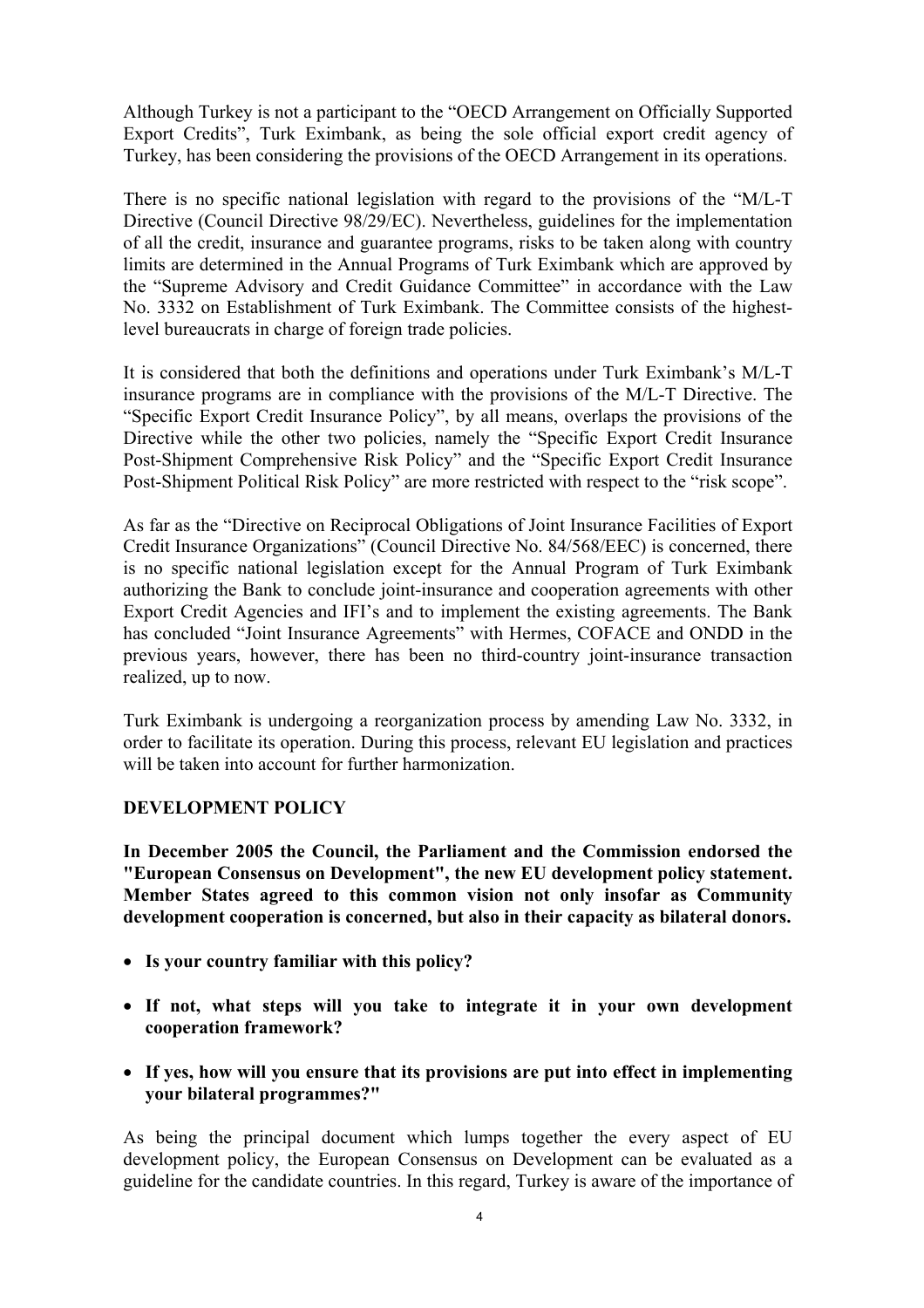Although Turkey is not a participant to the "OECD Arrangement on Officially Supported Export Credits", Turk Eximbank, as being the sole official export credit agency of Turkey, has been considering the provisions of the OECD Arrangement in its operations.

There is no specific national legislation with regard to the provisions of the "M/L-T Directive (Council Directive 98/29/EC). Nevertheless, guidelines for the implementation of all the credit, insurance and guarantee programs, risks to be taken along with country limits are determined in the Annual Programs of Turk Eximbank which are approved by the "Supreme Advisory and Credit Guidance Committee" in accordance with the Law No. 3332 on Establishment of Turk Eximbank. The Committee consists of the highest-level bureaucrats in charge of foreign trade policies.

It is considered that both the definitions and operations under Turk Eximbank's M/L-T insurance programs are in compliance with the provisions of the M/L-T Directive. The "Specific Export Credit Insurance Policy", by all means, overlaps the provisions of the Directive while the other two policies, namely the "Specific Export Credit Insurance Post-Shipment Comprehensive Risk Policy" and the "Specific Export Credit Insurance Post-Shipment Political Risk Policy" are more restricted with respect to the "risk scope".

As far as the "Directive on Reciprocal Obligations of Joint Insurance Facilities of Export Credit Insurance Organizations" (Council Directive No. 84/568/EEC) is concerned, there is no specific national legislation except for the Annual Program of Turk Eximbank authorizing the Bank to conclude joint-insurance and cooperation agreements with other Export Credit Agencies and IFI's and to implement the existing agreements. The Bank has concluded "Joint Insurance Agreements" with Hermes, COFACE and ONDD in the previous years, however, there has been no third-country joint-insurance transaction realized, up to now.

Turk Eximbank is undergoing a reorganization process by amending Law No. 3332, in order to facilitate its operation. During this process, relevant EU legislation and practices will be taken into account for further harmonization.

## DEVELOPMENT POLICY

**In December 2005 the Council, the Parliament and the Commission endorsed the "European Consensus on Development", the new EU development policy statement. Member States agreed to this common vision not only insofar as Community development cooperation is concerned, but also in their capacity as bilateral donors.**

- **Is your country familiar with this policy?**
- **If not, what steps will you take to integrate it in your own development cooperation framework?**
- **If yes, how will you ensure that its provisions are put into effect in implementing your bilateral programmes?"**

As being the principal document which lumps together the every aspect of EU development policy, the European Consensus on Development can be evaluated as a guideline for the candidate countries. In this regard, Turkey is aware of the importance of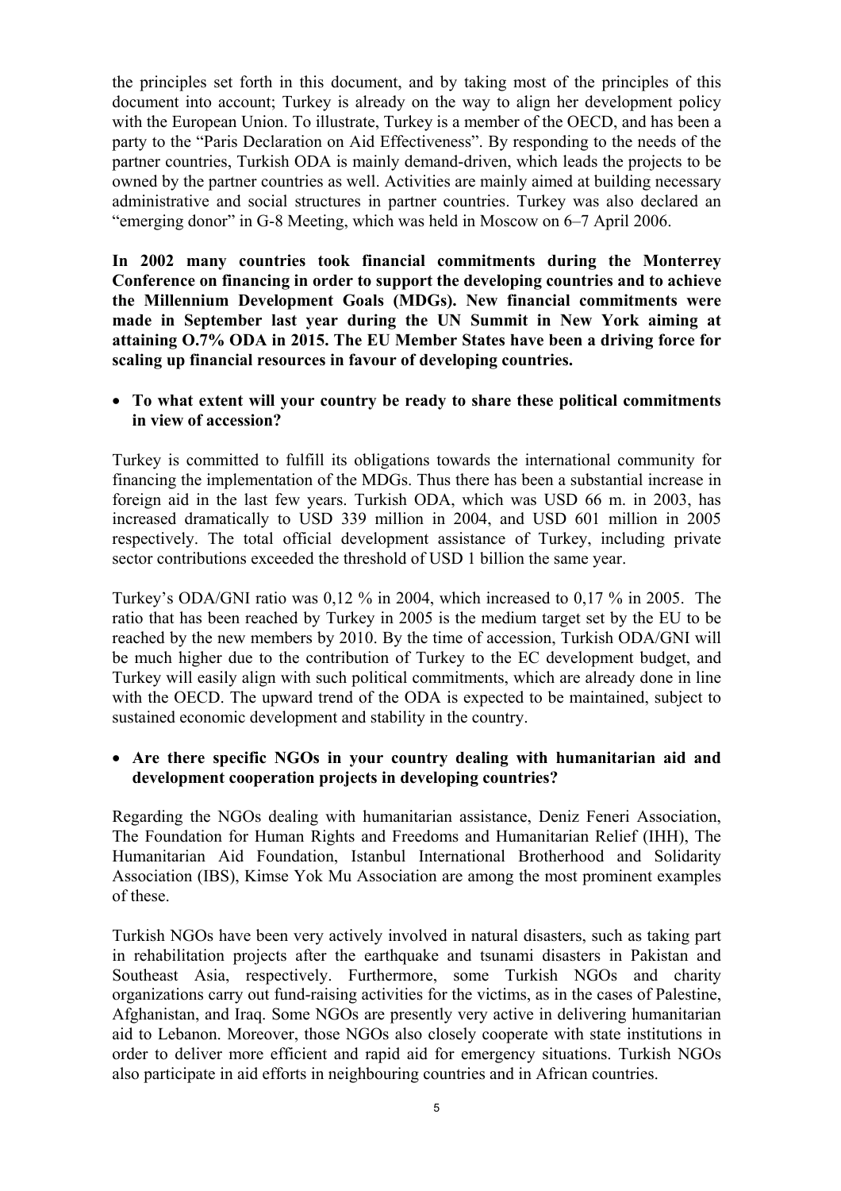the principles set forth in this document, and by taking most of the principles of this document into account; Turkey is already on the way to align her development policy with the European Union. To illustrate, Turkey is a member of the OECD, and has been a party to the "Paris Declaration on Aid Effectiveness". By responding to the needs of the partner countries, Turkish ODA is mainly demand-driven, which leads the projects to be owned by the partner countries as well. Activities are mainly aimed at building necessary administrative and social structures in partner countries. Turkey was also declared an "emerging donor" in G-8 Meeting, which was held in Moscow on 6–7 April 2006.

**In 2002 many countries took financial commitments during the Monterrey Conference on financing in order to support the developing countries and to achieve the Millennium Development Goals (MDGs). New financial commitments were made in September last year during the UN Summit in New York aiming at attaining O.7% ODA in 2015. The EU Member States have been a driving force for scaling up financial resources in favour of developing countries.**

- **To what extent will your country be ready to share these political commitments in view of accession?**

Turkey is committed to fulfill its obligations towards the international community for financing the implementation of the MDGs. Thus there has been a substantial increase in foreign aid in the last few years. Turkish ODA, which was USD 66 m. in 2003, has increased dramatically to USD 339 million in 2004, and USD 601 million in 2005 respectively. The total official development assistance of Turkey, including private sector contributions exceeded the threshold of USD 1 billion the same year.

Turkey's ODA/GNI ratio was 0,12 % in 2004, which increased to 0,17 % in 2005. The ratio that has been reached by Turkey in 2005 is the medium target set by the EU to be reached by the new members by 2010. By the time of accession, Turkish ODA/GNI will be much higher due to the contribution of Turkey to the EC development budget, and Turkey will easily align with such political commitments, which are already done in line with the OECD. The upward trend of the ODA is expected to be maintained, subject to sustained economic development and stability in the country.

- **Are there specific NGOs in your country dealing with humanitarian aid and development cooperation projects in developing countries?**

Regarding the NGOs dealing with humanitarian assistance, Deniz Feneri Association, The Foundation for Human Rights and Freedoms and Humanitarian Relief (IHH), The Humanitarian Aid Foundation, Istanbul International Brotherhood and Solidarity Association (IBS), Kimse Yok Mu Association are among the most prominent examples of these.

Turkish NGOs have been very actively involved in natural disasters, such as taking part in rehabilitation projects after the earthquake and tsunami disasters in Pakistan and Southeast Asia, respectively. Furthermore, some Turkish NGOs and charity organizations carry out fund-raising activities for the victims, as in the cases of Palestine, Afghanistan, and Iraq. Some NGOs are presently very active in delivering humanitarian aid to Lebanon. Moreover, those NGOs also closely cooperate with state institutions in order to deliver more efficient and rapid aid for emergency situations. Turkish NGOs also participate in aid efforts in neighbouring countries and in African countries.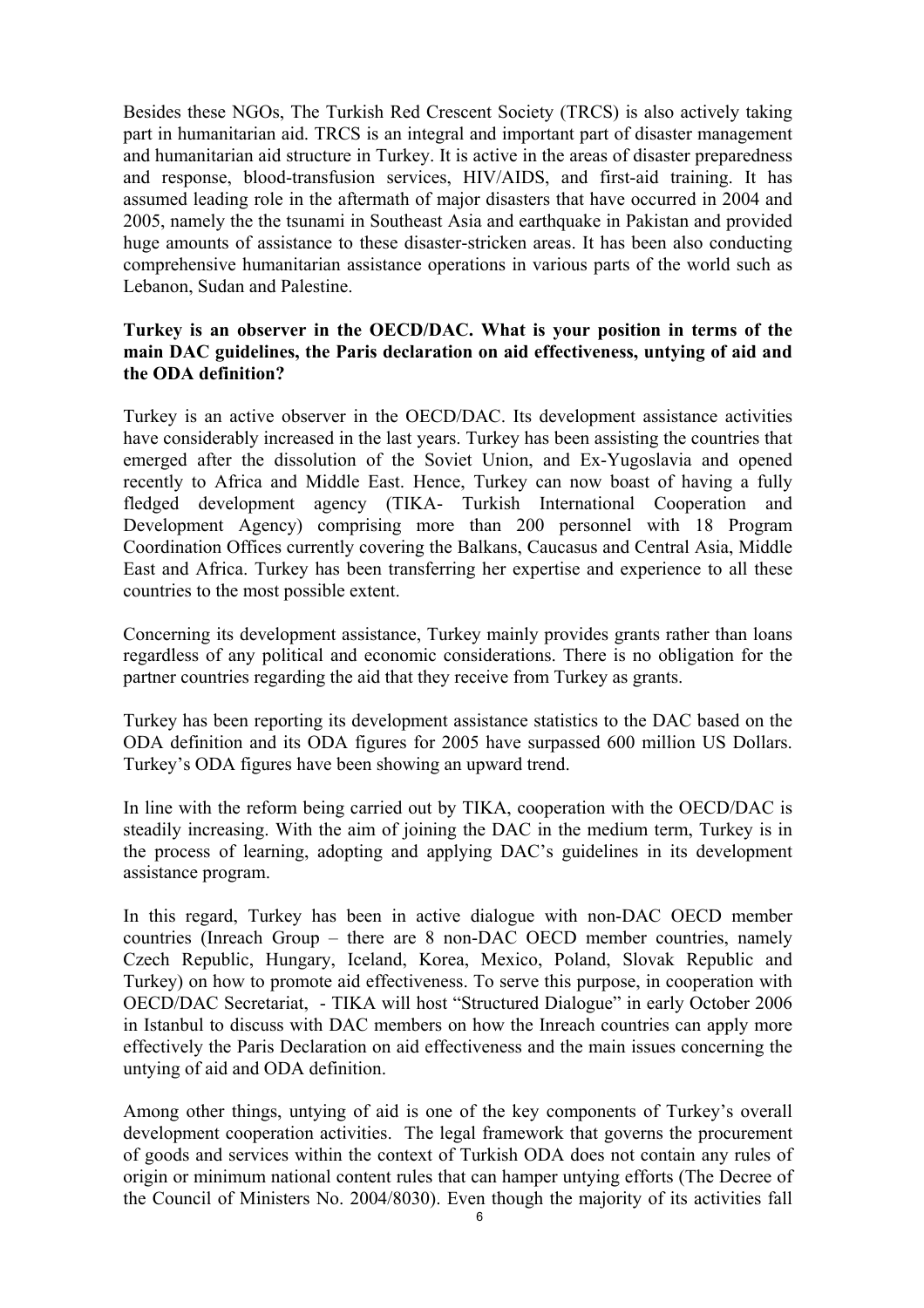Besides these NGOs, The Turkish Red Crescent Society (TRCS) is also actively taking part in humanitarian aid. TRCS is an integral and important part of disaster management and humanitarian aid structure in Turkey. It is active in the areas of disaster preparedness and response, blood-transfusion services, HIV/AIDS, and first-aid training. It has assumed leading role in the aftermath of major disasters that have occurred in 2004 and 2005, namely the the tsunami in Southeast Asia and earthquake in Pakistan and provided huge amounts of assistance to these disaster-stricken areas. It has been also conducting comprehensive humanitarian assistance operations in various parts of the world such as Lebanon, Sudan and Palestine.

**Turkey is an observer in the OECD/DAC. What is your position in terms of the main DAC guidelines, the Paris declaration on aid effectiveness, untying of aid and the ODA definition?**

Turkey is an active observer in the OECD/DAC. Its development assistance activities have considerably increased in the last years. Turkey has been assisting the countries that emerged after the dissolution of the Soviet Union, and Ex-Yugoslavia and opened recently to Africa and Middle East. Hence, Turkey can now boast of having a fully fledged development agency (TIKA- Turkish International Cooperation and Development Agency) comprising more than 200 personnel with 18 Program Coordination Offices currently covering the Balkans, Caucasus and Central Asia, Middle East and Africa. Turkey has been transferring her expertise and experience to all these countries to the most possible extent.

Concerning its development assistance, Turkey mainly provides grants rather than loans regardless of any political and economic considerations. There is no obligation for the partner countries regarding the aid that they receive from Turkey as grants.

Turkey has been reporting its development assistance statistics to the DAC based on the ODA definition and its ODA figures for 2005 have surpassed 600 million US Dollars. Turkey's ODA figures have been showing an upward trend.

In line with the reform being carried out by TIKA, cooperation with the OECD/DAC is steadily increasing. With the aim of joining the DAC in the medium term, Turkey is in the process of learning, adopting and applying DAC's guidelines in its development assistance program.

In this regard, Turkey has been in active dialogue with non-DAC OECD member countries (Inreach Group – there are 8 non-DAC OECD member countries, namely Czech Republic, Hungary, Iceland, Korea, Mexico, Poland, Slovak Republic and Turkey) on how to promote aid effectiveness. To serve this purpose, in cooperation with OECD/DAC Secretariat, - TIKA will host "Structured Dialogue" in early October 2006 in Istanbul to discuss with DAC members on how the Inreach countries can apply more effectively the Paris Declaration on aid effectiveness and the main issues concerning the untying of aid and ODA definition.

Among other things, untying of aid is one of the key components of Turkey's overall development cooperation activities. The legal framework that governs the procurement of goods and services within the context of Turkish ODA does not contain any rules of origin or minimum national content rules that can hamper untying efforts (The Decree of the Council of Ministers No. 2004/8030). Even though the majority of its activities fall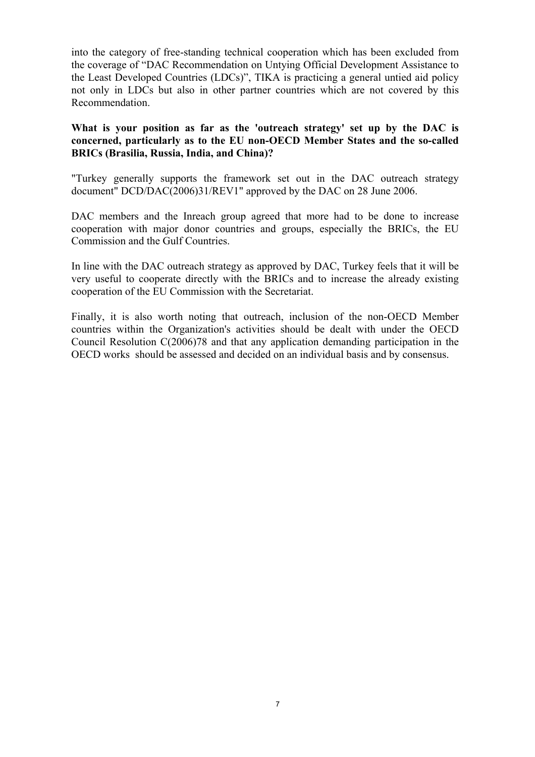into the category of free-standing technical cooperation which has been excluded from the coverage of "DAC Recommendation on Untying Official Development Assistance to the Least Developed Countries (LDCs)", TIKA is practicing a general untied aid policy not only in LDCs but also in other partner countries which are not covered by this Recommendation.

**What is your position as far as the 'outreach strategy' set up by the DAC is concerned, particularly as to the EU non-OECD Member States and the so-called BRICs (Brasilia, Russia, India, and China)?**

"Turkey generally supports the framework set out in the DAC outreach strategy document" DCD/DAC(2006)31/REV1" approved by the DAC on 28 June 2006.

DAC members and the Inreach group agreed that more had to be done to increase cooperation with major donor countries and groups, especially the BRICs, the EU Commission and the Gulf Countries.

In line with the DAC outreach strategy as approved by DAC, Turkey feels that it will be very useful to cooperate directly with the BRICs and to increase the already existing cooperation of the EU Commission with the Secretariat.

Finally, it is also worth noting that outreach, inclusion of the non-OECD Member countries within the Organization's activities should be dealt with under the OECD Council Resolution C(2006)78 and that any application demanding participation in the OECD works should be assessed and decided on an individual basis and by consensus.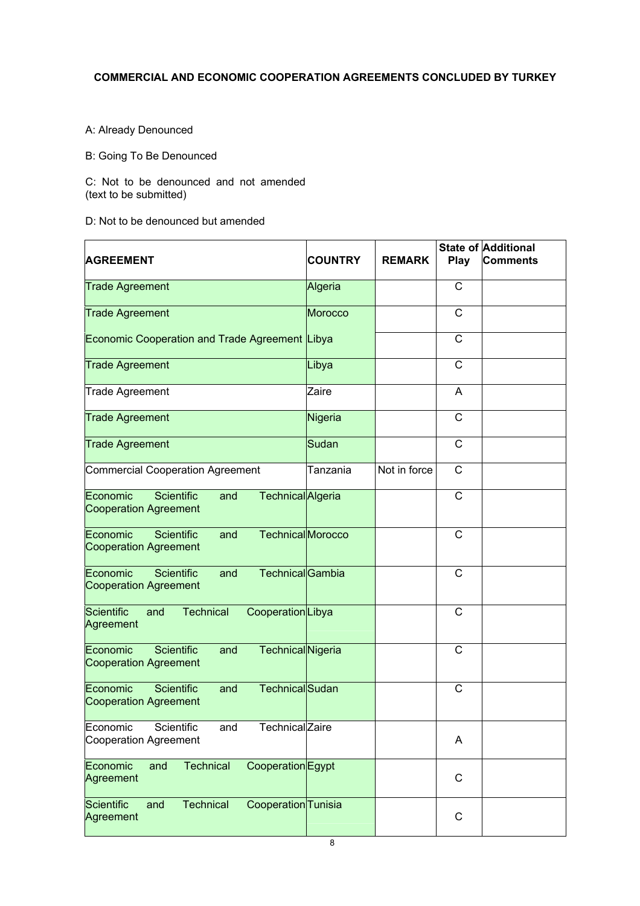**COMMERCIAL AND ECONOMIC COOPERATION AGREEMENTS CONCLUDED BY TURKEY**

A: Already Denounced

B: Going To Be Denounced

C: Not to be denounced and not amended (text to be submitted)

D: Not to be denounced but amended

| AGREEMENT | COUNTRY | REMARK | State of Play | Additional Comments |
|---|---|---|---|---|
| Trade Agreement | Algeria | | C | |
| Trade Agreement | Morocco | | C | |
| Economic Cooperation and Trade Agreement | Libya | | C | |
| Trade Agreement | Libya | | C | |
| Trade Agreement | Zaire | | A | |
| Trade Agreement | Nigeria | | C | |
| Trade Agreement | Sudan | | C | |
| Commercial Cooperation Agreement | Tanzania | Not in force | C | |
| Economic Scientific and Technical Cooperation Agreement | Algeria | | C | |
| Economic Scientific and Technical Cooperation Agreement | Morocco | | C | |
| Economic Scientific and Technical Cooperation Agreement | Gambia | | C | |
| Scientific and Technical Cooperation Agreement | Libya | | C | |
| Economic Scientific and Technical Cooperation Agreement | Nigeria | | C | |
| Economic Scientific and Technical Cooperation Agreement | Sudan | | C | |
| Economic Scientific and Technical Cooperation Agreement | Zaire | | A | |
| Economic and Technical Cooperation Agreement | Egypt | | C | |
| Scientific and Technical Cooperation Agreement | Tunisia | | C | |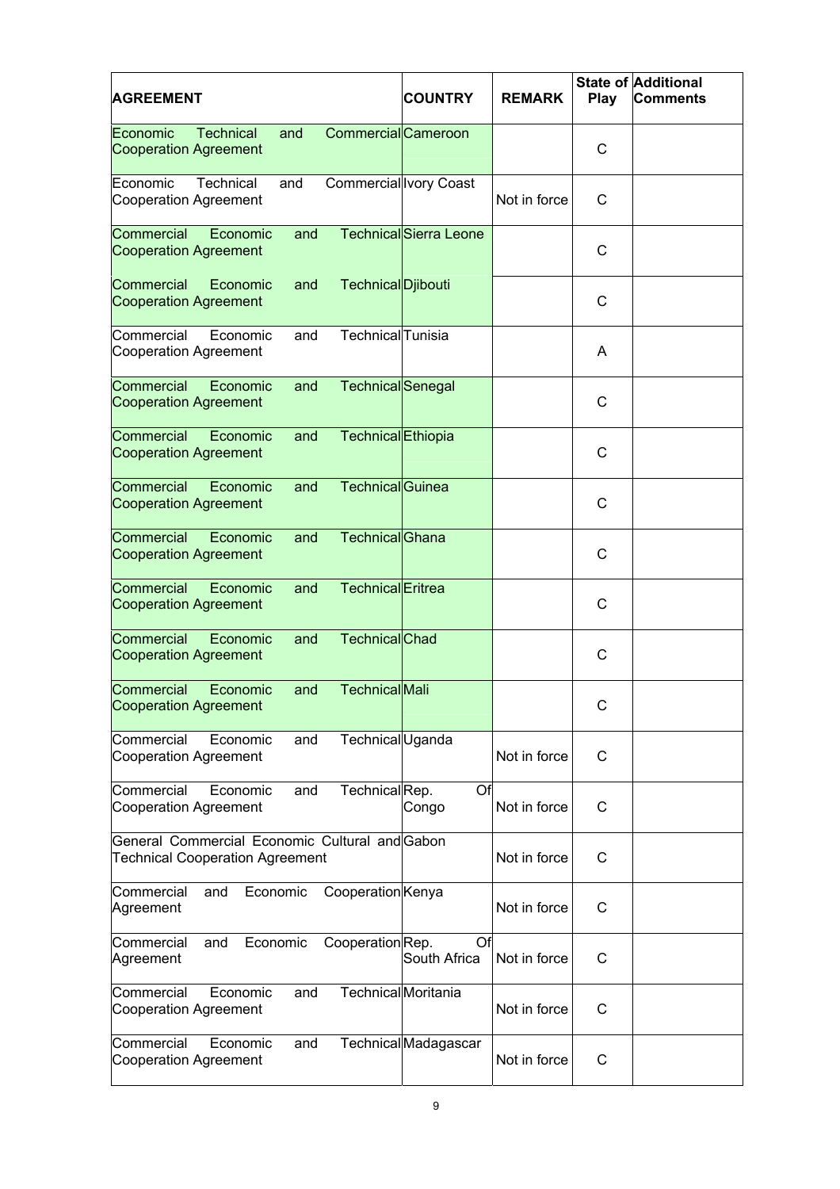| AGREEMENT | COUNTRY | REMARK | State of Play | Additional Comments |
|---|---|---|---|---|
| Economic Technical and Commercial Cooperation Agreement | Cameroon | | C | |
| Economic Technical and Commercial Cooperation Agreement | Ivory Coast | Not in force | C | |
| Commercial Economic and Technical Cooperation Agreement | Sierra Leone | | C | |
| Commercial Economic and Technical Cooperation Agreement | Djibouti | | C | |
| Commercial Economic and Technical Cooperation Agreement | Tunisia | | A | |
| Commercial Economic and Technical Cooperation Agreement | Senegal | | C | |
| Commercial Economic and Technical Cooperation Agreement | Ethiopia | | C | |
| Commercial Economic and Technical Cooperation Agreement | Guinea | | C | |
| Commercial Economic and Technical Cooperation Agreement | Ghana | | C | |
| Commercial Economic and Technical Cooperation Agreement | Eritrea | | C | |
| Commercial Economic and Technical Cooperation Agreement | Chad | | C | |
| Commercial Economic and Technical Cooperation Agreement | Mali | | C | |
| Commercial Economic and Technical Cooperation Agreement | Uganda | Not in force | C | |
| Commercial Economic and Technical Cooperation Agreement | Rep. Of Congo | Not in force | C | |
| General Commercial Economic Cultural and Technical Cooperation Agreement | Gabon | Not in force | C | |
| Commercial and Economic Cooperation Agreement | Kenya | Not in force | C | |
| Commercial and Economic Cooperation Agreement | Rep. Of South Africa | Not in force | C | |
| Commercial Economic and Technical Cooperation Agreement | Moritania | Not in force | C | |
| Commercial Economic and Technical Cooperation Agreement | Madagascar | Not in force | C | |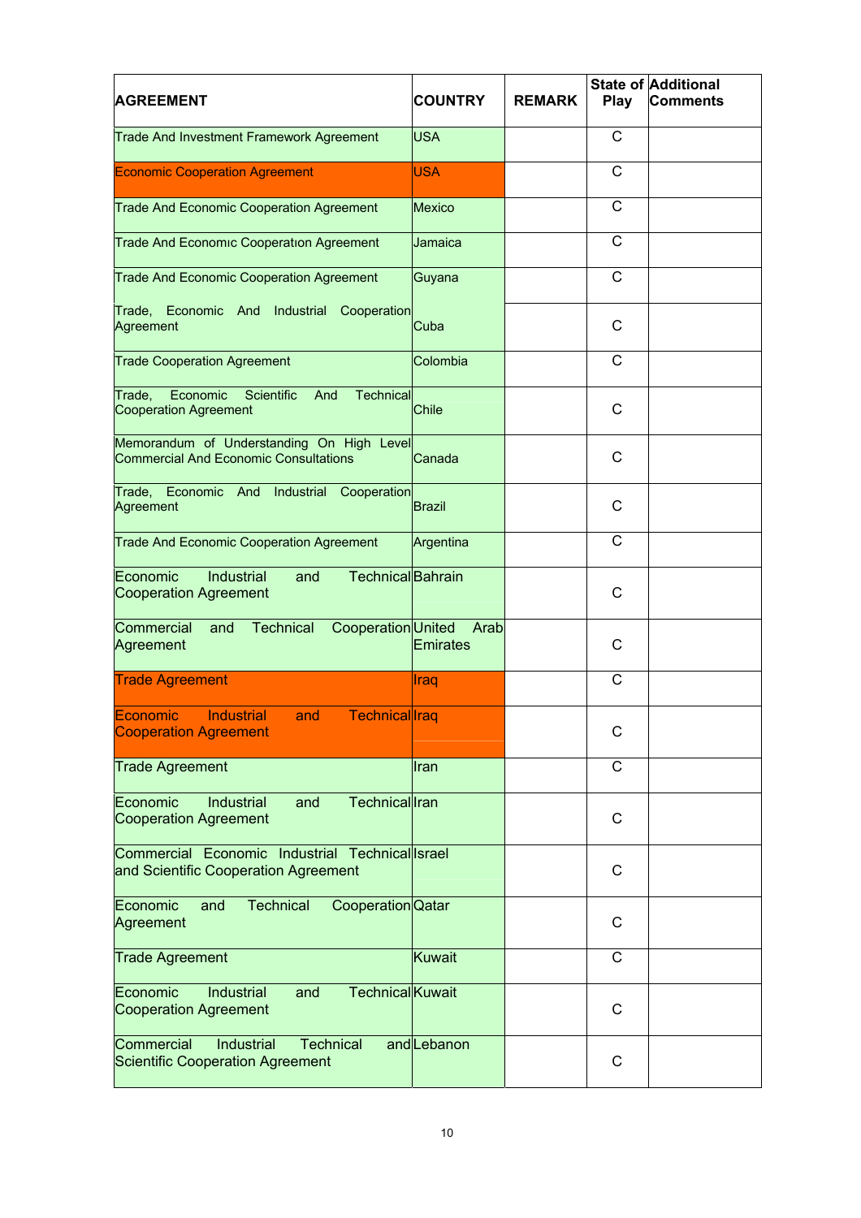| AGREEMENT | COUNTRY | REMARK | State of Play | Additional Comments |
|---|---|---|---|---|
| Trade And Investment Framework Agreement | USA | | C | |
| Economic Cooperation Agreement | USA | | C | |
| Trade And Economic Cooperation Agreement | Mexico | | C | |
| Trade And Economic Cooperation Agreement | Jamaica | | C | |
| Trade And Economic Cooperation Agreement | Guyana | | C | |
| Trade, Economic And Industrial Cooperation Agreement | Cuba | | C | |
| Trade Cooperation Agreement | Colombia | | C | |
| Trade, Economic Scientific And Technical Cooperation Agreement | Chile | | C | |
| Memorandum of Understanding On High Level Commercial And Economic Consultations | Canada | | C | |
| Trade, Economic And Industrial Cooperation Agreement | Brazil | | C | |
| Trade And Economic Cooperation Agreement | Argentina | | C | |
| Economic Industrial and Technical Cooperation Agreement | Bahrain | | C | |
| Commercial and Technical Cooperation Agreement | United Arab Emirates | | C | |
| Trade Agreement | Iraq | | C | |
| Economic Industrial and Technical Cooperation Agreement | Iraq | | C | |
| Trade Agreement | Iran | | C | |
| Economic Industrial and Technical Cooperation Agreement | Iran | | C | |
| Commercial Economic Industrial Technical and Scientific Cooperation Agreement | Israel | | C | |
| Economic and Technical Cooperation Agreement | Qatar | | C | |
| Trade Agreement | Kuwait | | C | |
| Economic Industrial and Technical Cooperation Agreement | Kuwait | | C | |
| Commercial Industrial Technical and Scientific Cooperation Agreement | Lebanon | | C | |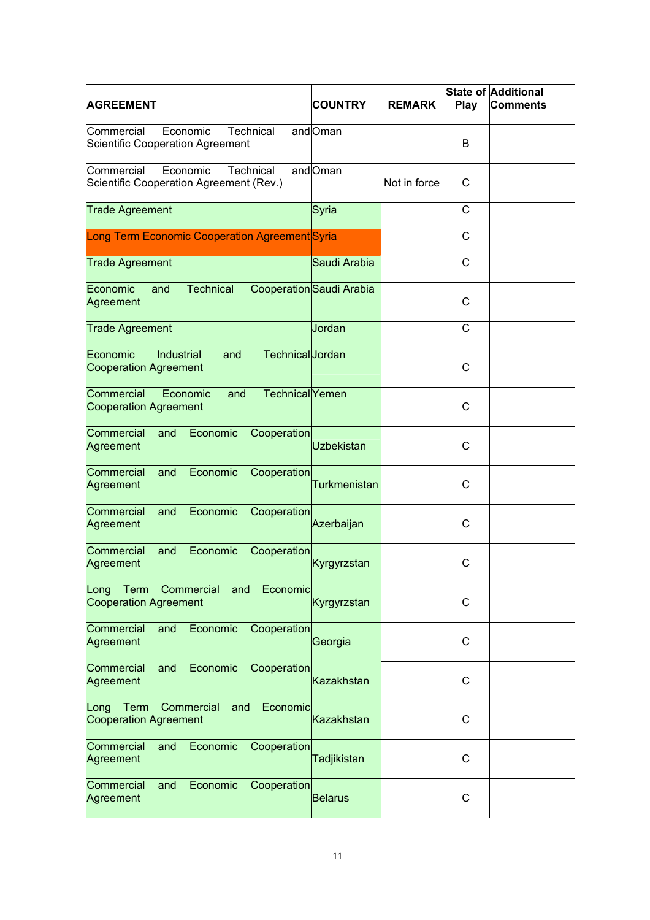| AGREEMENT | COUNTRY | REMARK | State of Play | Additional Comments |
|---|---|---|---|---|
| Commercial Economic Technical and Scientific Cooperation Agreement | Oman | | B | |
| Commercial Economic Technical and Scientific Cooperation Agreement (Rev.) | Oman | Not in force | C | |
| Trade Agreement | Syria | | C | |
| Long Term Economic Cooperation Agreement | Syria | | C | |
| Trade Agreement | Saudi Arabia | | C | |
| Economic and Technical Cooperation Agreement | Saudi Arabia | | C | |
| Trade Agreement | Jordan | | C | |
| Economic Industrial and Technical Cooperation Agreement | Jordan | | C | |
| Commercial Economic and Technical Cooperation Agreement | Yemen | | C | |
| Commercial and Economic Cooperation Agreement | Uzbekistan | | C | |
| Commercial and Economic Cooperation Agreement | Turkmenistan | | C | |
| Commercial and Economic Cooperation Agreement | Azerbaijan | | C | |
| Commercial and Economic Cooperation Agreement | Kyrgyrzstan | | C | |
| Long Term Commercial and Economic Cooperation Agreement | Kyrgyrzstan | | C | |
| Commercial and Economic Cooperation Agreement | Georgia | | C | |
| Commercial and Economic Cooperation Agreement | Kazakhstan | | C | |
| Long Term Commercial and Economic Cooperation Agreement | Kazakhstan | | C | |
| Commercial and Economic Cooperation Agreement | Tadjikistan | | C | |
| Commercial and Economic Cooperation Agreement | Belarus | | C | |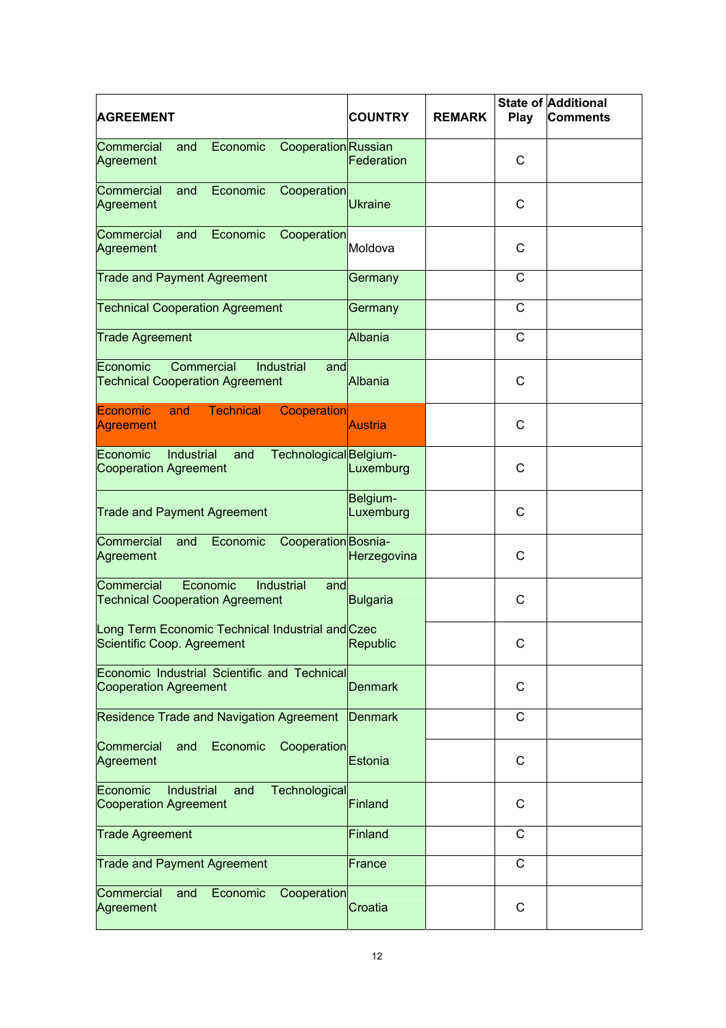| AGREEMENT | COUNTRY | REMARK | State of Play | Additional Comments |
|---|---|---|---|---|
| Commercial and Economic Cooperation Agreement | Russian Federation | | C | |
| Commercial and Economic Cooperation Agreement | Ukraine | | C | |
| Commercial and Economic Cooperation Agreement | Moldova | | C | |
| Trade and Payment Agreement | Germany | | C | |
| Technical Cooperation Agreement | Germany | | C | |
| Trade Agreement | Albania | | C | |
| Economic Commercial Industrial and Technical Cooperation Agreement | Albania | | C | |
| Economic and Technical Cooperation Agreement | Austria | | C | |
| Economic Industrial and Technological Cooperation Agreement | Belgium-Luxemburg | | C | |
| Trade and Payment Agreement | Belgium-Luxemburg | | C | |
| Commercial and Economic Cooperation Agreement | Bosnia-Herzegovina | | C | |
| Commercial Economic Industrial and Technical Cooperation Agreement | Bulgaria | | C | |
| Long Term Economic Technical Industrial and Scientific Coop. Agreement | Czec Republic | | C | |
| Economic Industrial Scientific and Technical Cooperation Agreement | Denmark | | C | |
| Residence Trade and Navigation Agreement | Denmark | | C | |
| Commercial and Economic Cooperation Agreement | Estonia | | C | |
| Economic Industrial and Technological Cooperation Agreement | Finland | | C | |
| Trade Agreement | Finland | | C | |
| Trade and Payment Agreement | France | | C | |
| Commercial and Economic Cooperation Agreement | Croatia | | C | |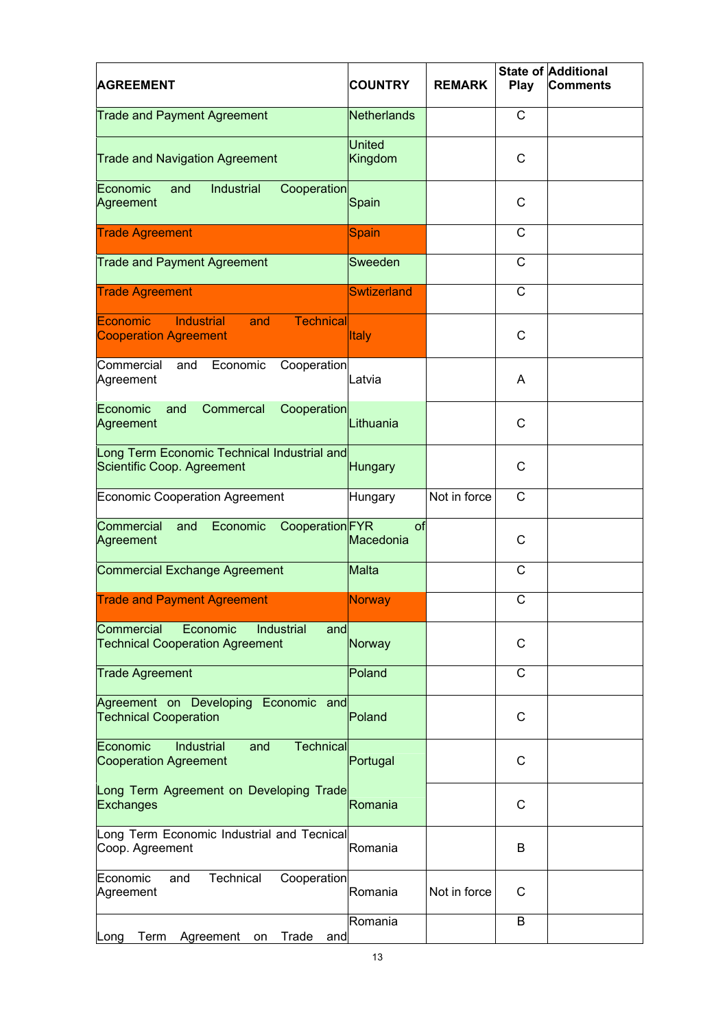| AGREEMENT | COUNTRY | REMARK | State of Play | Additional Comments |
|---|---|---|---|---|
| Trade and Payment Agreement | Netherlands | | C | |
| Trade and Navigation Agreement | United Kingdom | | C | |
| Economic and Industrial Cooperation Agreement | Spain | | C | |
| Trade Agreement | Spain | | C | |
| Trade and Payment Agreement | Sweeden | | C | |
| Trade Agreement | Swtizerland | | C | |
| Economic Industrial and Technical Cooperation Agreement | Italy | | C | |
| Commercial and Economic Cooperation Agreement | Latvia | | A | |
| Economic and Commercal Cooperation Agreement | Lithuania | | C | |
| Long Term Economic Technical Industrial and Scientific Coop. Agreement | Hungary | | C | |
| Economic Cooperation Agreement | Hungary | Not in force | C | |
| Commercial and Economic Cooperation Agreement | FYR of Macedonia | | C | |
| Commercial Exchange Agreement | Malta | | C | |
| Trade and Payment Agreement | Norway | | C | |
| Commercial Economic Industrial and Technical Cooperation Agreement | Norway | | C | |
| Trade Agreement | Poland | | C | |
| Agreement on Developing Economic and Technical Cooperation | Poland | | C | |
| Economic Industrial and Technical Cooperation Agreement | Portugal | | C | |
| Long Term Agreement on Developing Trade Exchanges | Romania | | C | |
| Long Term Economic Industrial and Tecnical Coop. Agreement | Romania | | B | |
| Economic and Technical Cooperation Agreement | Romania | Not in force | C | |
| Long Term Agreement on Trade and | Romania | | B | |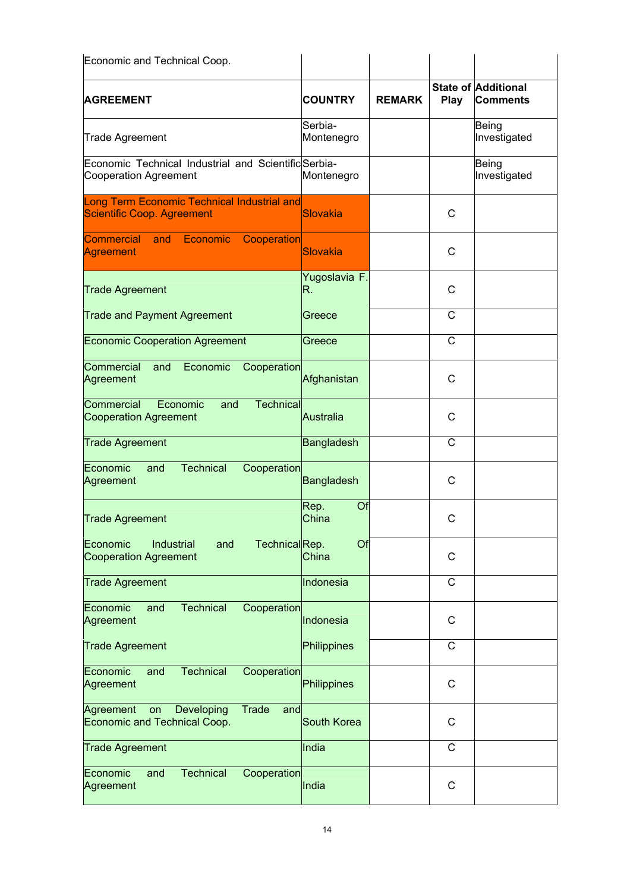| Economic and Technical Coop. | | | | |
|---|---|---|---|---|
| **AGREEMENT** | **COUNTRY** | **REMARK** | **State of Play** | **Additional Comments** |
| Trade Agreement | Serbia-Montenegro | | | Being Investigated |
| Economic Technical Industrial and Scientific Cooperation Agreement | Serbia-Montenegro | | | Being Investigated |
| Long Term Economic Technical Industrial and Scientific Coop. Agreement | Slovakia | | C | |
| Commercial and Economic Cooperation Agreement | Slovakia | | C | |
| Trade Agreement | Yugoslavia F. R. | | C | |
| Trade and Payment Agreement | Greece | | C | |
| Economic Cooperation Agreement | Greece | | C | |
| Commercial and Economic Cooperation Agreement | Afghanistan | | C | |
| Commercial Economic and Technical Cooperation Agreement | Australia | | C | |
| Trade Agreement | Bangladesh | | C | |
| Economic and Technical Cooperation Agreement | Bangladesh | | C | |
| Trade Agreement | Rep. Of China | | C | |
| Economic Industrial and Technical Cooperation Agreement | Rep. Of China | | C | |
| Trade Agreement | Indonesia | | C | |
| Economic and Technical Cooperation Agreement | Indonesia | | C | |
| Trade Agreement | Philippines | | C | |
| Economic and Technical Cooperation Agreement | Philippines | | C | |
| Agreement on Developing Trade and Economic and Technical Coop. | South Korea | | C | |
| Trade Agreement | India | | C | |
| Economic and Technical Cooperation Agreement | India | | C | |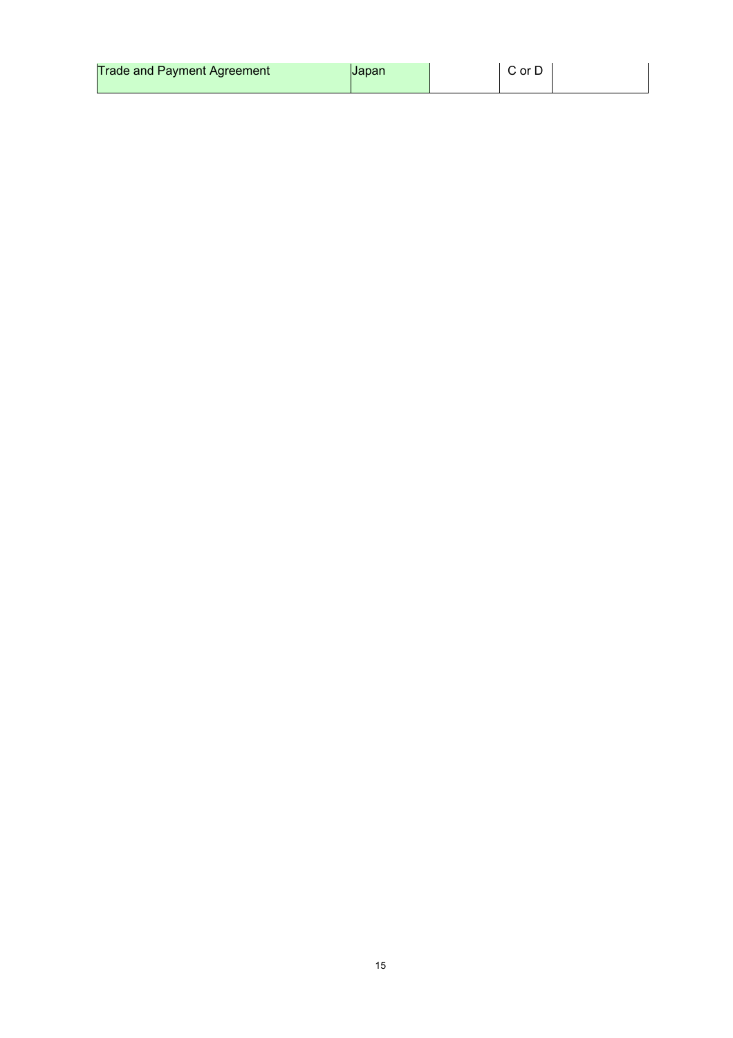| | | | | |
|---|---|---|---|---|
| Trade and Payment Agreement | Japan | | C or D | |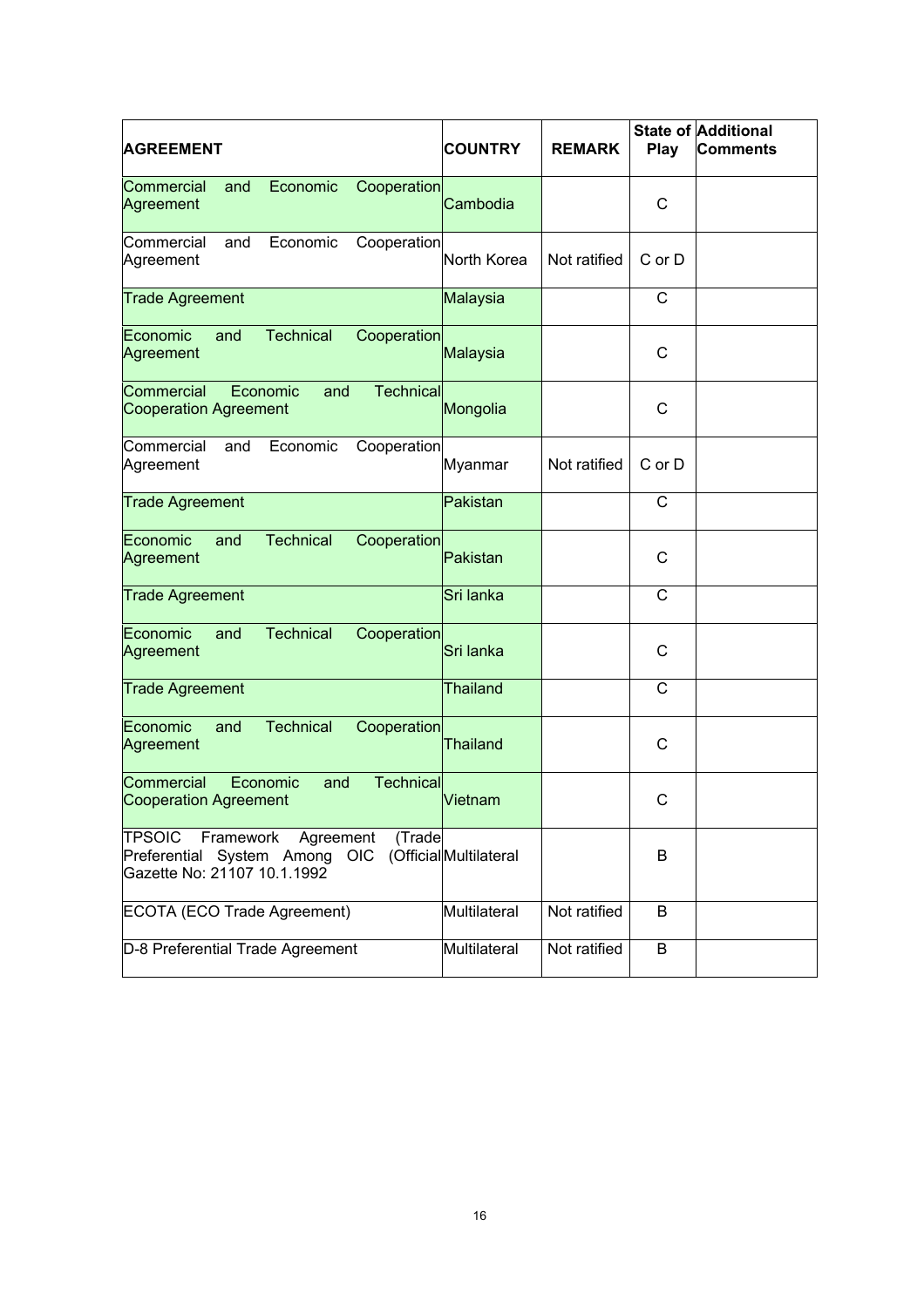| AGREEMENT | COUNTRY | REMARK | State of Play | Additional Comments |
|---|---|---|---|---|
| Commercial and Economic Cooperation Agreement | Cambodia | | C | |
| Commercial and Economic Cooperation Agreement | North Korea | Not ratified | C or D | |
| Trade Agreement | Malaysia | | C | |
| Economic and Technical Cooperation Agreement | Malaysia | | C | |
| Commercial Economic and Technical Cooperation Agreement | Mongolia | | C | |
| Commercial and Economic Cooperation Agreement | Myanmar | Not ratified | C or D | |
| Trade Agreement | Pakistan | | C | |
| Economic and Technical Cooperation Agreement | Pakistan | | C | |
| Trade Agreement | Sri lanka | | C | |
| Economic and Technical Cooperation Agreement | Sri lanka | | C | |
| Trade Agreement | Thailand | | C | |
| Economic and Technical Cooperation Agreement | Thailand | | C | |
| Commercial Economic and Technical Cooperation Agreement | Vietnam | | C | |
| TPSOIC Framework Agreement (Trade Preferential System Among OIC (Official Gazette No: 21107 10.1.1992 | Multilateral | | B | |
| ECOTA (ECO Trade Agreement) | Multilateral | Not ratified | B | |
| D-8 Preferential Trade Agreement | Multilateral | Not ratified | B | |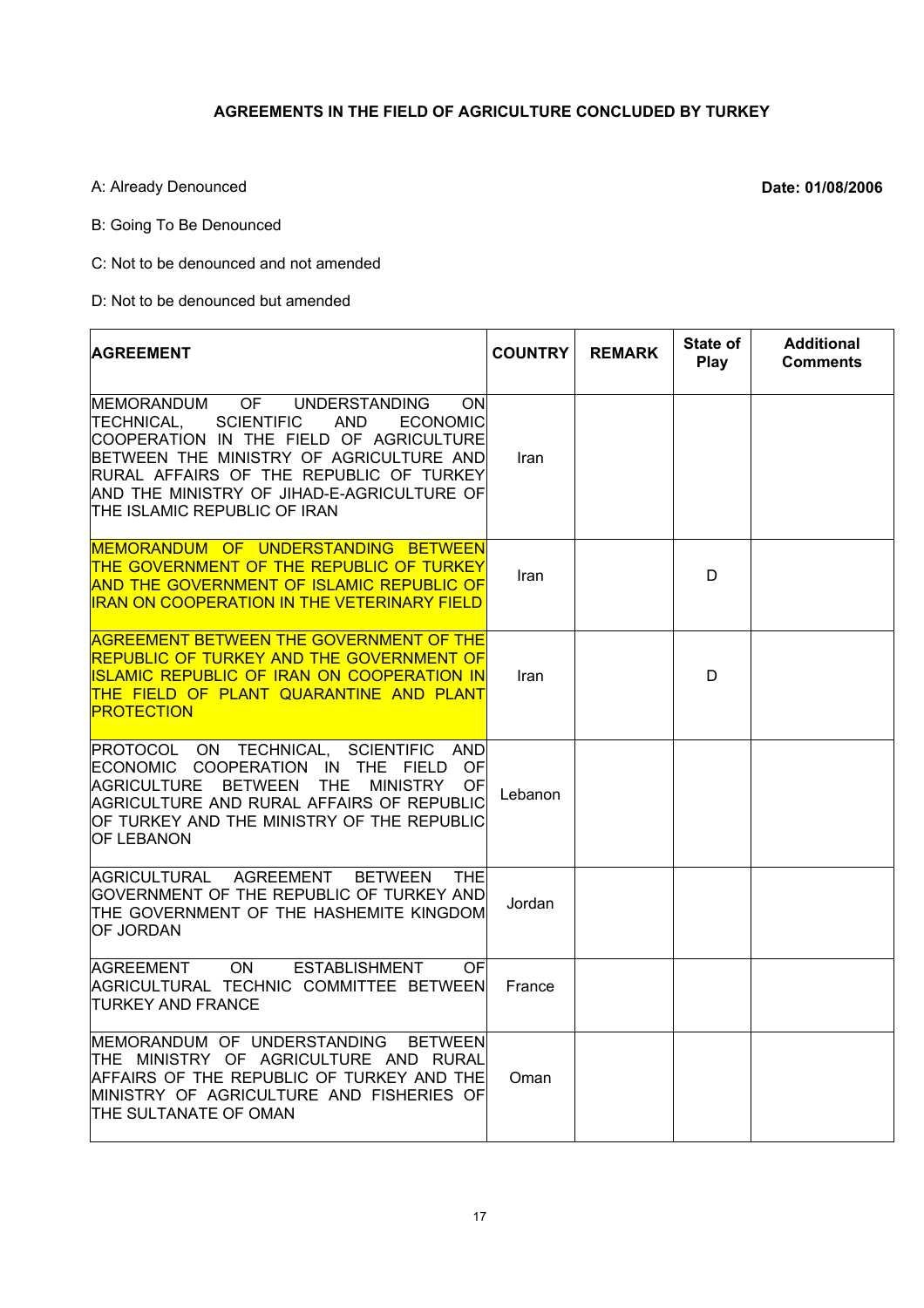**AGREEMENTS IN THE FIELD OF AGRICULTURE CONCLUDED BY TURKEY**

A: Already Denounced **Date: 01/08/2006**

B: Going To Be Denounced

C: Not to be denounced and not amended

D: Not to be denounced but amended

| AGREEMENT | COUNTRY | REMARK | State of Play | Additional Comments |
|---|---|---|---|---|
| MEMORANDUM OF UNDERSTANDING ON TECHNICAL, SCIENTIFIC AND ECONOMIC COOPERATION IN THE FIELD OF AGRICULTURE BETWEEN THE MINISTRY OF AGRICULTURE AND RURAL AFFAIRS OF THE REPUBLIC OF TURKEY AND THE MINISTRY OF JIHAD-E-AGRICULTURE OF THE ISLAMIC REPUBLIC OF IRAN | Iran | | | |
| MEMORANDUM OF UNDERSTANDING BETWEEN THE GOVERNMENT OF THE REPUBLIC OF TURKEY AND THE GOVERNMENT OF ISLAMIC REPUBLIC OF IRAN ON COOPERATION IN THE VETERINARY FIELD | Iran | | D | |
| AGREEMENT BETWEEN THE GOVERNMENT OF THE REPUBLIC OF TURKEY AND THE GOVERNMENT OF ISLAMIC REPUBLIC OF IRAN ON COOPERATION IN THE FIELD OF PLANT QUARANTINE AND PLANT PROTECTION | Iran | | D | |
| PROTOCOL ON TECHNICAL, SCIENTIFIC AND ECONOMIC COOPERATION IN THE FIELD OF AGRICULTURE BETWEEN THE MINISTRY OF AGRICULTURE AND RURAL AFFAIRS OF REPUBLIC OF TURKEY AND THE MINISTRY OF THE REPUBLIC OF LEBANON | Lebanon | | | |
| AGRICULTURAL AGREEMENT BETWEEN THE GOVERNMENT OF THE REPUBLIC OF TURKEY AND THE GOVERNMENT OF THE HASHEMITE KINGDOM OF JORDAN | Jordan | | | |
| AGREEMENT ON ESTABLISHMENT OF AGRICULTURAL TECHNIC COMMITTEE BETWEEN TURKEY AND FRANCE | France | | | |
| MEMORANDUM OF UNDERSTANDING BETWEEN THE MINISTRY OF AGRICULTURE AND RURAL AFFAIRS OF THE REPUBLIC OF TURKEY AND THE MINISTRY OF AGRICULTURE AND FISHERIES OF THE SULTANATE OF OMAN | Oman | | | |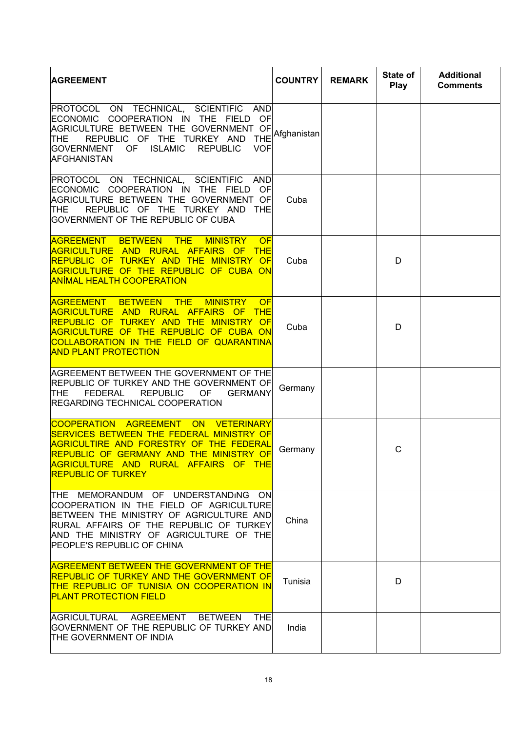| AGREEMENT | COUNTRY | REMARK | State of Play | Additional Comments |
|---|---|---|---|---|
| PROTOCOL ON TECHNICAL, SCIENTIFIC AND ECONOMIC COOPERATION IN THE FIELD OF AGRICULTURE BETWEEN THE GOVERNMENT OF THE REPUBLIC OF THE TURKEY AND THE GOVERNMENT OF ISLAMIC REPUBLIC VOF AFGHANISTAN | Afghanistan | | | |
| PROTOCOL ON TECHNICAL, SCIENTIFIC AND ECONOMIC COOPERATION IN THE FIELD OF AGRICULTURE BETWEEN THE GOVERNMENT OF THE REPUBLIC OF THE TURKEY AND THE GOVERNMENT OF THE REPUBLIC OF CUBA | Cuba | | | |
| AGREEMENT BETWEEN THE MINISTRY OF AGRICULTURE AND RURAL AFFAIRS OF THE REPUBLIC OF TURKEY AND THE MINISTRY OF AGRICULTURE OF THE REPUBLIC OF CUBA ON ANİMAL HEALTH COOPERATION | Cuba | | D | |
| AGREEMENT BETWEEN THE MINISTRY OF AGRICULTURE AND RURAL AFFAIRS OF THE REPUBLIC OF TURKEY AND THE MINISTRY OF AGRICULTURE OF THE REPUBLIC OF CUBA ON COLLABORATION IN THE FIELD OF QUARANTINA AND PLANT PROTECTION | Cuba | | D | |
| AGREEMENT BETWEEN THE GOVERNMENT OF THE REPUBLIC OF TURKEY AND THE GOVERNMENT OF THE FEDERAL REPUBLIC OF GERMANY REGARDING TECHNICAL COOPERATION | Germany | | | |
| COOPERATION AGREEMENT ON VETERINARY SERVICES BETWEEN THE FEDERAL MINISTRY OF AGRICULTIRE AND FORESTRY OF THE FEDERAL REPUBLIC OF GERMANY AND THE MINISTRY OF AGRICULTURE AND RURAL AFFAIRS OF THE REPUBLIC OF TURKEY | Germany | | C | |
| THE MEMORANDUM OF UNDERSTANDıNG ON COOPERATION IN THE FIELD OF AGRICULTURE BETWEEN THE MINISTRY OF AGRICULTURE AND RURAL AFFAIRS OF THE REPUBLIC OF TURKEY AND THE MINISTRY OF AGRICULTURE OF THE PEOPLE'S REPUBLIC OF CHINA | China | | | |
| AGREEMENT BETWEEN THE GOVERNMENT OF THE REPUBLIC OF TURKEY AND THE GOVERNMENT OF THE REPUBLIC OF TUNISIA ON COOPERATION IN PLANT PROTECTION FIELD | Tunisia | | D | |
| AGRICULTURAL AGREEMENT BETWEEN THE GOVERNMENT OF THE REPUBLIC OF TURKEY AND THE GOVERNMENT OF INDIA | India | | | |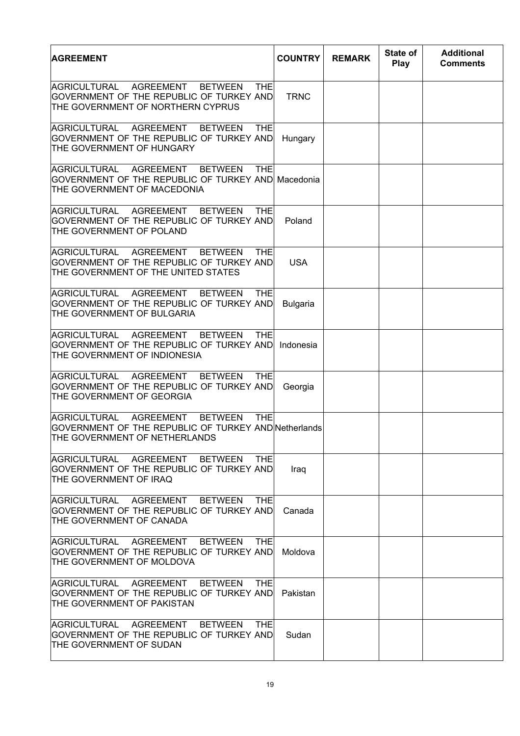| AGREEMENT | COUNTRY | REMARK | State of Play | Additional Comments |
|---|---|---|---|---|
| AGRICULTURAL AGREEMENT BETWEEN THE GOVERNMENT OF THE REPUBLIC OF TURKEY AND THE GOVERNMENT OF NORTHERN CYPRUS | TRNC | | | |
| AGRICULTURAL AGREEMENT BETWEEN THE GOVERNMENT OF THE REPUBLIC OF TURKEY AND THE GOVERNMENT OF HUNGARY | Hungary | | | |
| AGRICULTURAL AGREEMENT BETWEEN THE GOVERNMENT OF THE REPUBLIC OF TURKEY AND THE GOVERNMENT OF MACEDONIA | Macedonia | | | |
| AGRICULTURAL AGREEMENT BETWEEN THE GOVERNMENT OF THE REPUBLIC OF TURKEY AND THE GOVERNMENT OF POLAND | Poland | | | |
| AGRICULTURAL AGREEMENT BETWEEN THE GOVERNMENT OF THE REPUBLIC OF TURKEY AND THE GOVERNMENT OF THE UNITED STATES | USA | | | |
| AGRICULTURAL AGREEMENT BETWEEN THE GOVERNMENT OF THE REPUBLIC OF TURKEY AND THE GOVERNMENT OF BULGARIA | Bulgaria | | | |
| AGRICULTURAL AGREEMENT BETWEEN THE GOVERNMENT OF THE REPUBLIC OF TURKEY AND THE GOVERNMENT OF INDIONESIA | Indonesia | | | |
| AGRICULTURAL AGREEMENT BETWEEN THE GOVERNMENT OF THE REPUBLIC OF TURKEY AND THE GOVERNMENT OF GEORGIA | Georgia | | | |
| AGRICULTURAL AGREEMENT BETWEEN THE GOVERNMENT OF THE REPUBLIC OF TURKEY AND THE GOVERNMENT OF NETHERLANDS | Netherlands | | | |
| AGRICULTURAL AGREEMENT BETWEEN THE GOVERNMENT OF THE REPUBLIC OF TURKEY AND THE GOVERNMENT OF IRAQ | Iraq | | | |
| AGRICULTURAL AGREEMENT BETWEEN THE GOVERNMENT OF THE REPUBLIC OF TURKEY AND THE GOVERNMENT OF CANADA | Canada | | | |
| AGRICULTURAL AGREEMENT BETWEEN THE GOVERNMENT OF THE REPUBLIC OF TURKEY AND THE GOVERNMENT OF MOLDOVA | Moldova | | | |
| AGRICULTURAL AGREEMENT BETWEEN THE GOVERNMENT OF THE REPUBLIC OF TURKEY AND THE GOVERNMENT OF PAKISTAN | Pakistan | | | |
| AGRICULTURAL AGREEMENT BETWEEN THE GOVERNMENT OF THE REPUBLIC OF TURKEY AND THE GOVERNMENT OF SUDAN | Sudan | | | |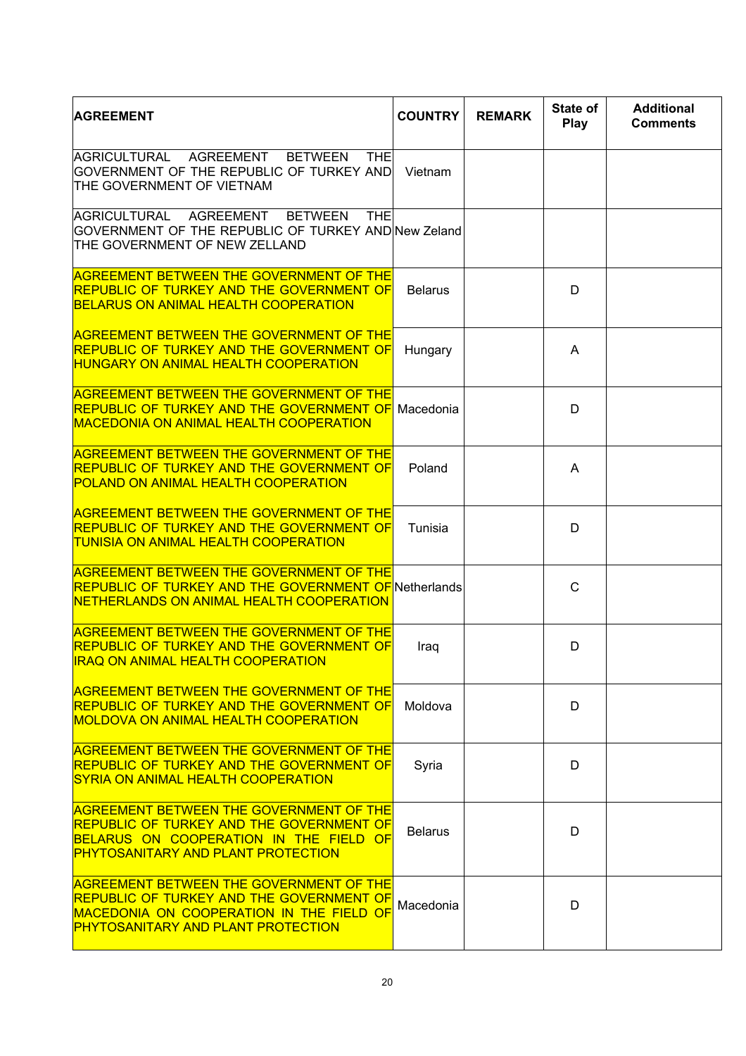| AGREEMENT | COUNTRY | REMARK | State of Play | Additional Comments |
|---|---|---|---|---|
| AGRICULTURAL AGREEMENT BETWEEN THE GOVERNMENT OF THE REPUBLIC OF TURKEY AND THE GOVERNMENT OF VIETNAM | Vietnam | | | |
| AGRICULTURAL AGREEMENT BETWEEN THE GOVERNMENT OF THE REPUBLIC OF TURKEY AND THE GOVERNMENT OF NEW ZELLAND | New Zeland | | | |
| AGREEMENT BETWEEN THE GOVERNMENT OF THE REPUBLIC OF TURKEY AND THE GOVERNMENT OF BELARUS ON ANIMAL HEALTH COOPERATION | Belarus | | D | |
| AGREEMENT BETWEEN THE GOVERNMENT OF THE REPUBLIC OF TURKEY AND THE GOVERNMENT OF HUNGARY ON ANIMAL HEALTH COOPERATION | Hungary | | A | |
| AGREEMENT BETWEEN THE GOVERNMENT OF THE REPUBLIC OF TURKEY AND THE GOVERNMENT OF MACEDONIA ON ANIMAL HEALTH COOPERATION | Macedonia | | D | |
| AGREEMENT BETWEEN THE GOVERNMENT OF THE REPUBLIC OF TURKEY AND THE GOVERNMENT OF POLAND ON ANIMAL HEALTH COOPERATION | Poland | | A | |
| AGREEMENT BETWEEN THE GOVERNMENT OF THE REPUBLIC OF TURKEY AND THE GOVERNMENT OF TUNISIA ON ANIMAL HEALTH COOPERATION | Tunisia | | D | |
| AGREEMENT BETWEEN THE GOVERNMENT OF THE REPUBLIC OF TURKEY AND THE GOVERNMENT OF NETHERLANDS ON ANIMAL HEALTH COOPERATION | Netherlands | | C | |
| AGREEMENT BETWEEN THE GOVERNMENT OF THE REPUBLIC OF TURKEY AND THE GOVERNMENT OF IRAQ ON ANIMAL HEALTH COOPERATION | Iraq | | D | |
| AGREEMENT BETWEEN THE GOVERNMENT OF THE REPUBLIC OF TURKEY AND THE GOVERNMENT OF MOLDOVA ON ANIMAL HEALTH COOPERATION | Moldova | | D | |
| AGREEMENT BETWEEN THE GOVERNMENT OF THE REPUBLIC OF TURKEY AND THE GOVERNMENT OF SYRIA ON ANIMAL HEALTH COOPERATION | Syria | | D | |
| AGREEMENT BETWEEN THE GOVERNMENT OF THE REPUBLIC OF TURKEY AND THE GOVERNMENT OF BELARUS ON COOPERATION IN THE FIELD OF PHYTOSANITARY AND PLANT PROTECTION | Belarus | | D | |
| AGREEMENT BETWEEN THE GOVERNMENT OF THE REPUBLIC OF TURKEY AND THE GOVERNMENT OF MACEDONIA ON COOPERATION IN THE FIELD OF PHYTOSANITARY AND PLANT PROTECTION | Macedonia | | D | |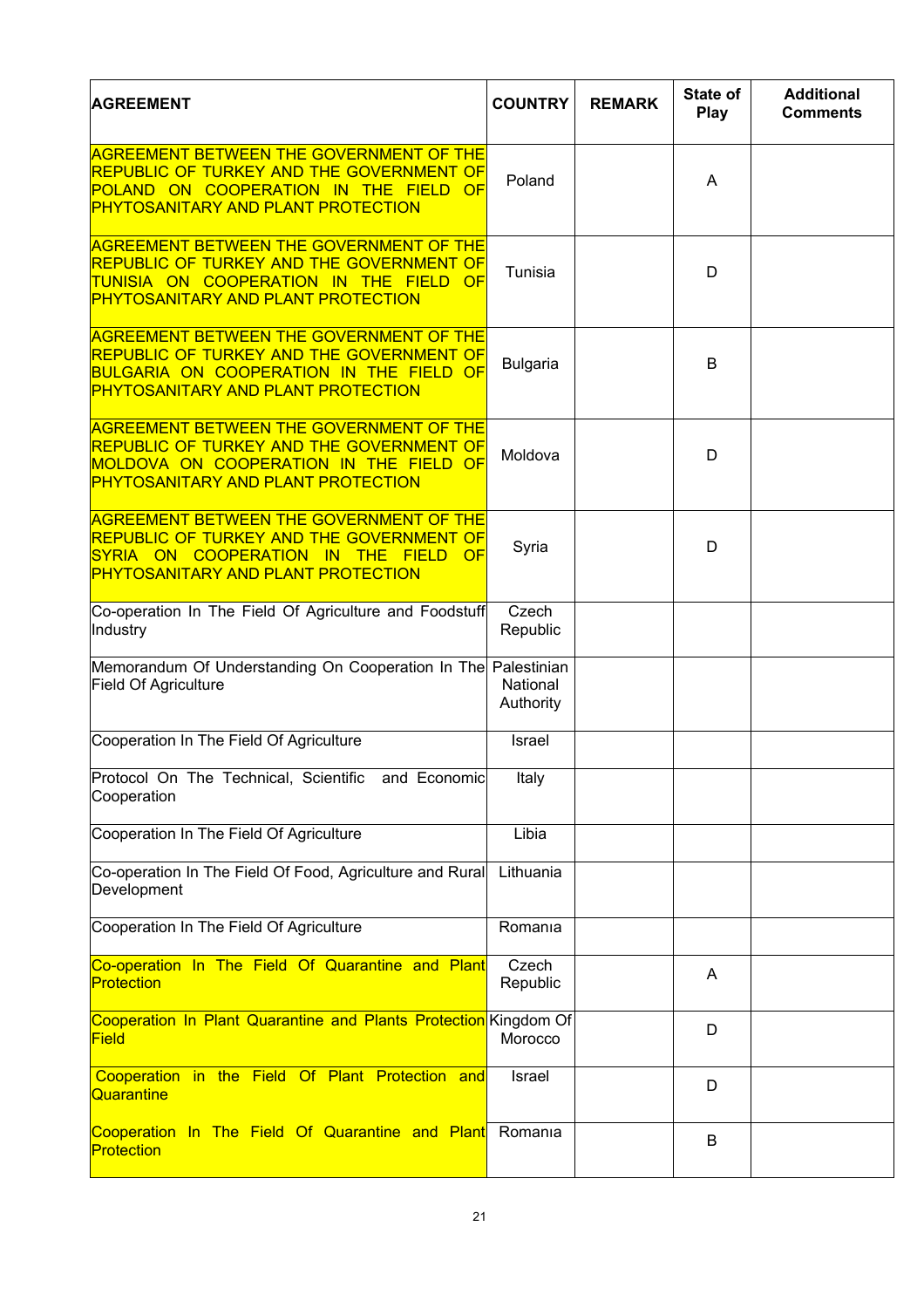| AGREEMENT | COUNTRY | REMARK | State of Play | Additional Comments |
|---|---|---|---|---|
| AGREEMENT BETWEEN THE GOVERNMENT OF THE REPUBLIC OF TURKEY AND THE GOVERNMENT OF POLAND ON COOPERATION IN THE FIELD OF PHYTOSANITARY AND PLANT PROTECTION | Poland | | A | |
| AGREEMENT BETWEEN THE GOVERNMENT OF THE REPUBLIC OF TURKEY AND THE GOVERNMENT OF TUNISIA ON COOPERATION IN THE FIELD OF PHYTOSANITARY AND PLANT PROTECTION | Tunisia | | D | |
| AGREEMENT BETWEEN THE GOVERNMENT OF THE REPUBLIC OF TURKEY AND THE GOVERNMENT OF BULGARIA ON COOPERATION IN THE FIELD OF PHYTOSANITARY AND PLANT PROTECTION | Bulgaria | | B | |
| AGREEMENT BETWEEN THE GOVERNMENT OF THE REPUBLIC OF TURKEY AND THE GOVERNMENT OF MOLDOVA ON COOPERATION IN THE FIELD OF PHYTOSANITARY AND PLANT PROTECTION | Moldova | | D | |
| AGREEMENT BETWEEN THE GOVERNMENT OF THE REPUBLIC OF TURKEY AND THE GOVERNMENT OF SYRIA ON COOPERATION IN THE FIELD OF PHYTOSANITARY AND PLANT PROTECTION | Syria | | D | |
| Co-operation In The Field Of Agriculture and Foodstuff Industry | Czech Republic | | | |
| Memorandum Of Understanding On Cooperation In The Field Of Agriculture | Palestinian National Authority | | | |
| Cooperation In The Field Of Agriculture | Israel | | | |
| Protocol On The Technical, Scientific and Economic Cooperation | Italy | | | |
| Cooperation In The Field Of Agriculture | Libia | | | |
| Co-operation In The Field Of Food, Agriculture and Rural Development | Lithuania | | | |
| Cooperation In The Field Of Agriculture | Romanıa | | | |
| Co-operation In The Field Of Quarantine and Plant Protection | Czech Republic | | A | |
| Cooperation In Plant Quarantine and Plants Protection Field | Kingdom Of Morocco | | D | |
| Cooperation in the Field Of Plant Protection and Quarantine | Israel | | D | |
| Cooperation In The Field Of Quarantine and Plant Protection | Romanıa | | B | |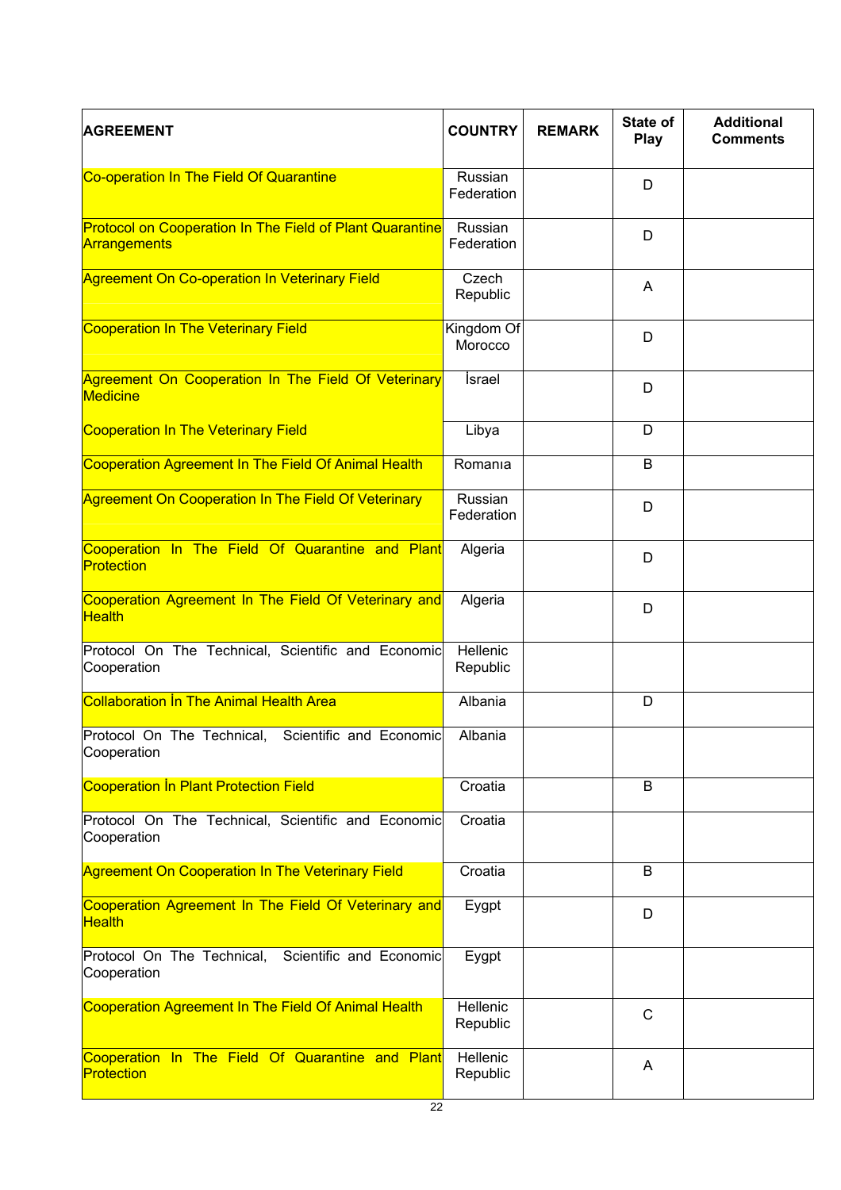| AGREEMENT | COUNTRY | REMARK | State of Play | Additional Comments |
|---|---|---|---|---|
| Co-operation In The Field Of Quarantine | Russian Federation | | D | |
| Protocol on Cooperation In The Field of Plant Quarantine Arrangements | Russian Federation | | D | |
| Agreement On Co-operation In Veterinary Field | Czech Republic | | A | |
| Cooperation In The Veterinary Field | Kingdom Of Morocco | | D | |
| Agreement On Cooperation In The Field Of Veterinary Medicine | İsrael | | D | |
| Cooperation In The Veterinary Field | Libya | | D | |
| Cooperation Agreement In The Field Of Animal Health | Romanıa | | B | |
| Agreement On Cooperation In The Field Of Veterinary | Russian Federation | | D | |
| Cooperation In The Field Of Quarantine and Plant Protection | Algeria | | D | |
| Cooperation Agreement In The Field Of Veterinary and Health | Algeria | | D | |
| Protocol On The Technical, Scientific and Economic Cooperation | Hellenic Republic | | | |
| Collaboration İn The Animal Health Area | Albania | | D | |
| Protocol On The Technical, Scientific and Economic Cooperation | Albania | | | |
| Cooperation İn Plant Protection Field | Croatia | | B | |
| Protocol On The Technical, Scientific and Economic Cooperation | Croatia | | | |
| Agreement On Cooperation In The Veterinary Field | Croatia | | B | |
| Cooperation Agreement In The Field Of Veterinary and Health | Eygpt | | D | |
| Protocol On The Technical, Scientific and Economic Cooperation | Eygpt | | | |
| Cooperation Agreement In The Field Of Animal Health | Hellenic Republic | | C | |
| Cooperation In The Field Of Quarantine and Plant Protection | Hellenic Republic | | A | |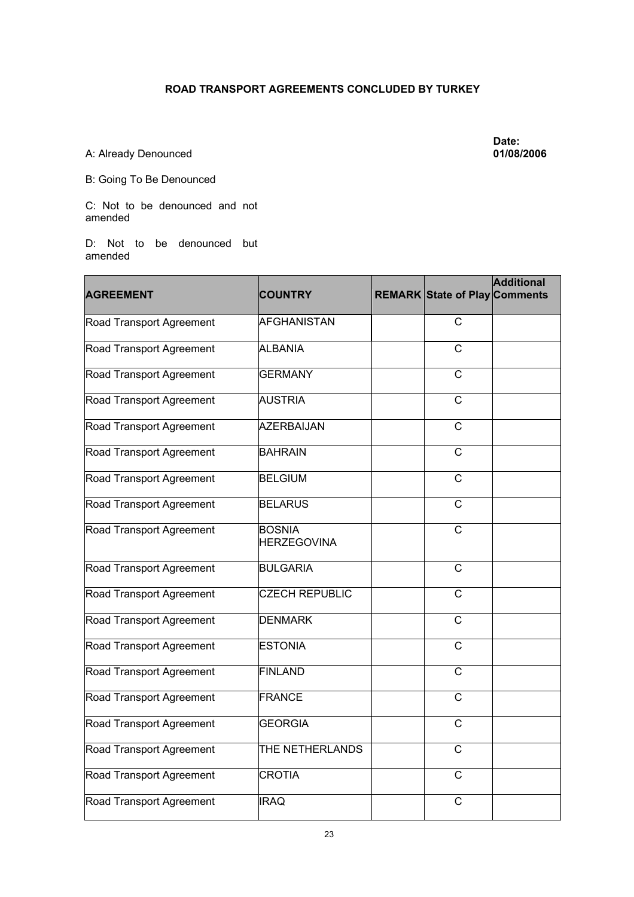**ROAD TRANSPORT AGREEMENTS CONCLUDED BY TURKEY**

**Date: 01/08/2006**

A: Already Denounced

B: Going To Be Denounced

C: Not to be denounced and not amended

D: Not to be denounced but amended

| AGREEMENT | COUNTRY | REMARK | State of Play | Additional Comments |
|---|---|---|---|---|
| Road Transport Agreement | AFGHANISTAN | | C | |
| Road Transport Agreement | ALBANIA | | C | |
| Road Transport Agreement | GERMANY | | C | |
| Road Transport Agreement | AUSTRIA | | C | |
| Road Transport Agreement | AZERBAIJAN | | C | |
| Road Transport Agreement | BAHRAIN | | C | |
| Road Transport Agreement | BELGIUM | | C | |
| Road Transport Agreement | BELARUS | | C | |
| Road Transport Agreement | BOSNIA HERZEGOVINA | | C | |
| Road Transport Agreement | BULGARIA | | C | |
| Road Transport Agreement | CZECH REPUBLIC | | C | |
| Road Transport Agreement | DENMARK | | C | |
| Road Transport Agreement | ESTONIA | | C | |
| Road Transport Agreement | FINLAND | | C | |
| Road Transport Agreement | FRANCE | | C | |
| Road Transport Agreement | GEORGIA | | C | |
| Road Transport Agreement | THE NETHERLANDS | | C | |
| Road Transport Agreement | CROTIA | | C | |
| Road Transport Agreement | IRAQ | | C | |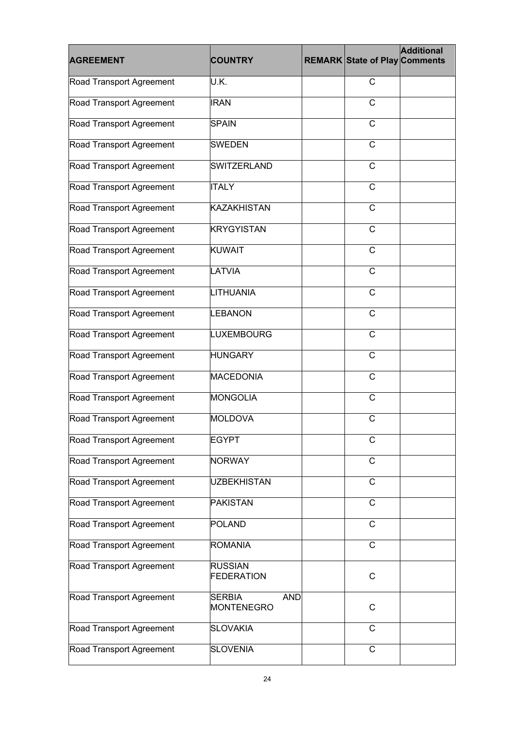| AGREEMENT | COUNTRY | REMARK | State of Play | Additional Comments |
|---|---|---|---|---|
| Road Transport Agreement | U.K. | | C | |
| Road Transport Agreement | IRAN | | C | |
| Road Transport Agreement | SPAIN | | C | |
| Road Transport Agreement | SWEDEN | | C | |
| Road Transport Agreement | SWITZERLAND | | C | |
| Road Transport Agreement | ITALY | | C | |
| Road Transport Agreement | KAZAKHISTAN | | C | |
| Road Transport Agreement | KRYGYISTAN | | C | |
| Road Transport Agreement | KUWAIT | | C | |
| Road Transport Agreement | LATVIA | | C | |
| Road Transport Agreement | LITHUANIA | | C | |
| Road Transport Agreement | LEBANON | | C | |
| Road Transport Agreement | LUXEMBOURG | | C | |
| Road Transport Agreement | HUNGARY | | C | |
| Road Transport Agreement | MACEDONIA | | C | |
| Road Transport Agreement | MONGOLIA | | C | |
| Road Transport Agreement | MOLDOVA | | C | |
| Road Transport Agreement | EGYPT | | C | |
| Road Transport Agreement | NORWAY | | C | |
| Road Transport Agreement | UZBEKHISTAN | | C | |
| Road Transport Agreement | PAKISTAN | | C | |
| Road Transport Agreement | POLAND | | C | |
| Road Transport Agreement | ROMANIA | | C | |
| Road Transport Agreement | RUSSIAN FEDERATION | | C | |
| Road Transport Agreement | SERBIA AND MONTENEGRO | | C | |
| Road Transport Agreement | SLOVAKIA | | C | |
| Road Transport Agreement | SLOVENIA | | C | |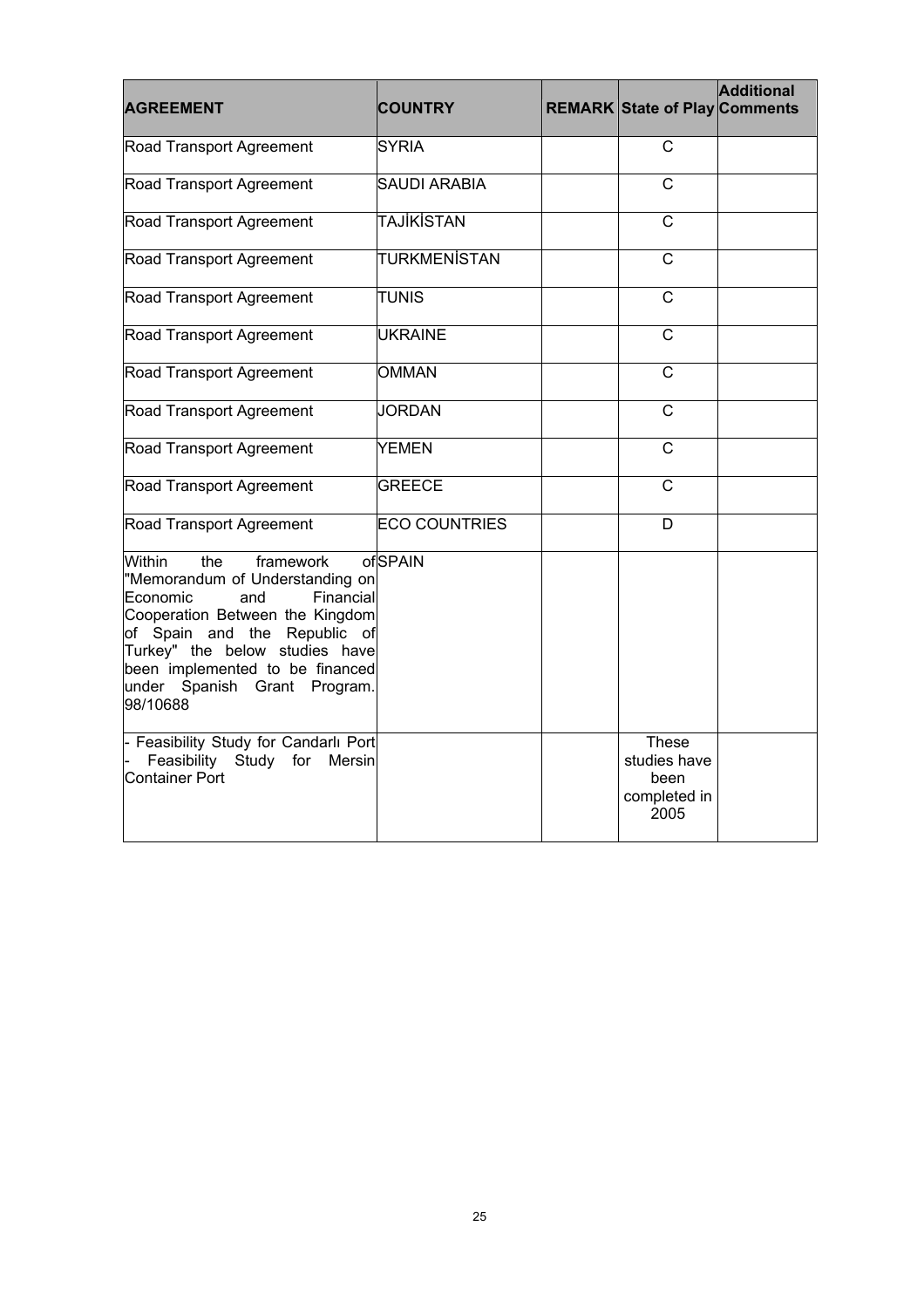| AGREEMENT | COUNTRY | REMARK | State of Play | Additional Comments |
|---|---|---|---|---|
| Road Transport Agreement | SYRIA | | C | |
| Road Transport Agreement | SAUDI ARABIA | | C | |
| Road Transport Agreement | TAJİKİSTAN | | C | |
| Road Transport Agreement | TURKMENİSTAN | | C | |
| Road Transport Agreement | TUNIS | | C | |
| Road Transport Agreement | UKRAINE | | C | |
| Road Transport Agreement | OMMAN | | C | |
| Road Transport Agreement | JORDAN | | C | |
| Road Transport Agreement | YEMEN | | C | |
| Road Transport Agreement | GREECE | | C | |
| Road Transport Agreement | ECO COUNTRIES | | D | |
| Within the framework of "Memorandum of Understanding on Economic and Financial Cooperation Between the Kingdom of Spain and the Republic of Turkey" the below studies have been implemented to be financed under Spanish Grant Program. 98/10688 | SPAIN | | | |
| - Feasibility Study for Candarlı Port<br>- Feasibility Study for Mersin Container Port | | | These studies have been completed in 2005 | |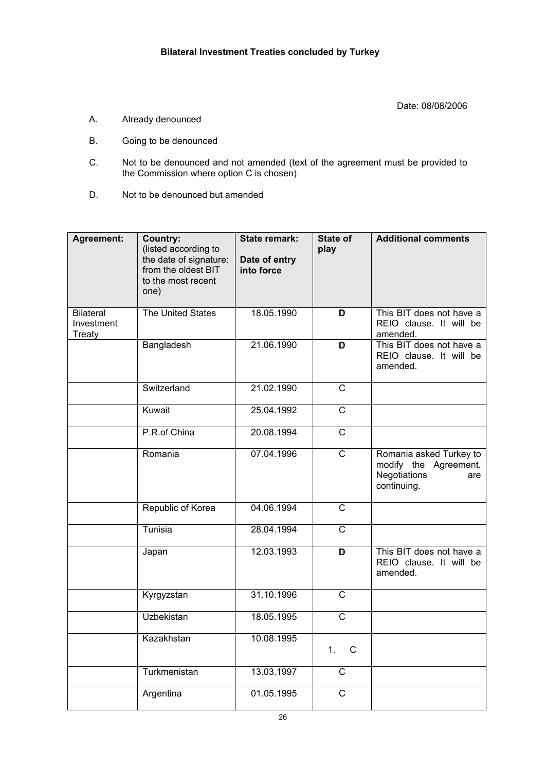**Bilateral Investment Treaties concluded by Turkey**

Date: 08/08/2006

A. Already denounced

B. Going to be denounced

C. Not to be denounced and not amended (text of the agreement must be provided to the Commission where option C is chosen)

D. Not to be denounced but amended

| Agreement: | Country: (listed according to the date of signature: from the oldest BIT to the most recent one) | State remark: Date of entry into force | State of play | Additional comments |
|---|---|---|---|---|
| Bilateral Investment Treaty | The United States | 18.05.1990 | **D** | This BIT does not have a REIO clause. It will be amended. |
| | Bangladesh | 21.06.1990 | **D** | This BIT does not have a REIO clause. It will be amended. |
| | Switzerland | 21.02.1990 | C | |
| | Kuwait | 25.04.1992 | C | |
| | P.R.of China | 20.08.1994 | C | |
| | Romania | 07.04.1996 | C | Romania asked Turkey to modify the Agreement. Negotiations are continuing. |
| | Republic of Korea | 04.06.1994 | C | |
| | Tunisia | 28.04.1994 | C | |
| | Japan | 12.03.1993 | **D** | This BIT does not have a REIO clause. It will be amended. |
| | Kyrgyzstan | 31.10.1996 | C | |
| | Uzbekistan | 18.05.1995 | C | |
| | Kazakhstan | 10.08.1995 | 1. C | |
| | Turkmenistan | 13.03.1997 | C | |
| | Argentina | 01.05.1995 | C | |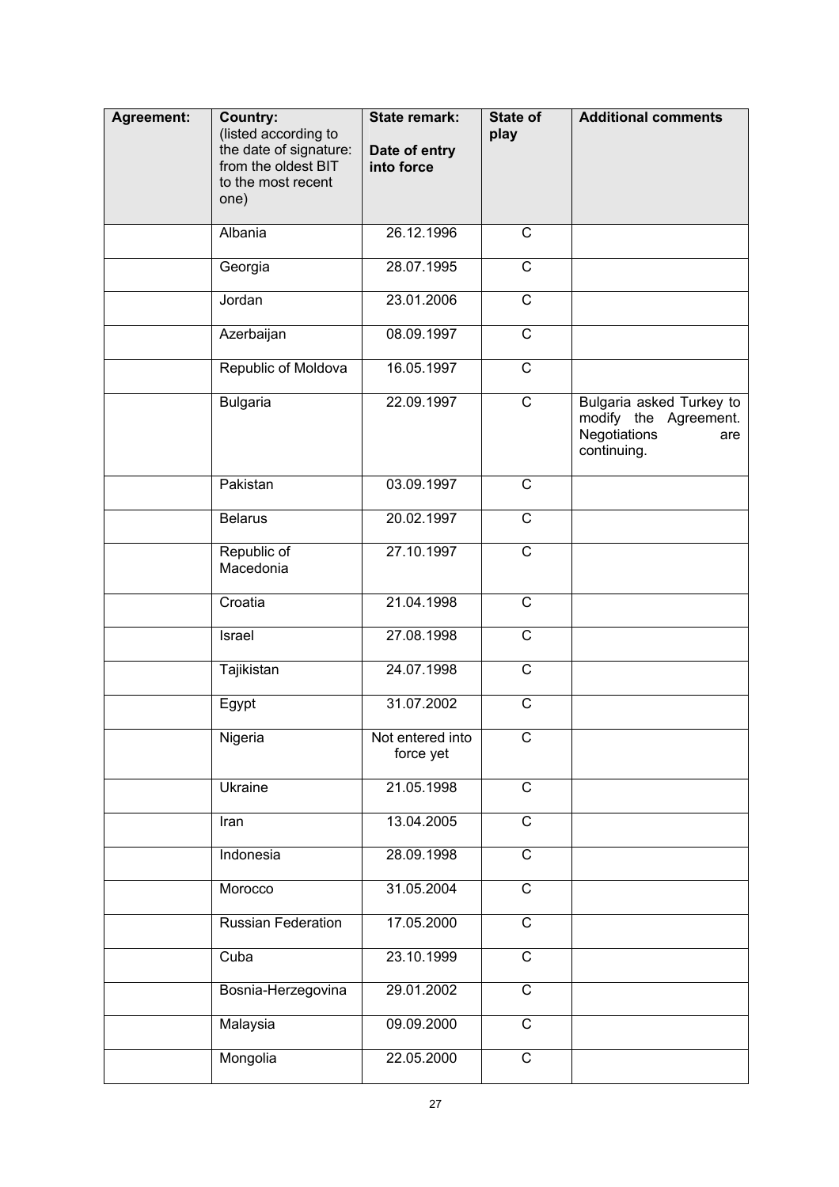| Agreement: | Country: (listed according to the date of signature: from the oldest BIT to the most recent one) | State remark: Date of entry into force | State of play | Additional comments |
|---|---|---|---|---|
| | Albania | 26.12.1996 | C | |
| | Georgia | 28.07.1995 | C | |
| | Jordan | 23.01.2006 | C | |
| | Azerbaijan | 08.09.1997 | C | |
| | Republic of Moldova | 16.05.1997 | C | |
| | Bulgaria | 22.09.1997 | C | Bulgaria asked Turkey to modify the Agreement. Negotiations are continuing. |
| | Pakistan | 03.09.1997 | C | |
| | Belarus | 20.02.1997 | C | |
| | Republic of Macedonia | 27.10.1997 | C | |
| | Croatia | 21.04.1998 | C | |
| | Israel | 27.08.1998 | C | |
| | Tajikistan | 24.07.1998 | C | |
| | Egypt | 31.07.2002 | C | |
| | Nigeria | Not entered into force yet | C | |
| | Ukraine | 21.05.1998 | C | |
| | Iran | 13.04.2005 | C | |
| | Indonesia | 28.09.1998 | C | |
| | Morocco | 31.05.2004 | C | |
| | Russian Federation | 17.05.2000 | C | |
| | Cuba | 23.10.1999 | C | |
| | Bosnia-Herzegovina | 29.01.2002 | C | |
| | Malaysia | 09.09.2000 | C | |
| | Mongolia | 22.05.2000 | C | |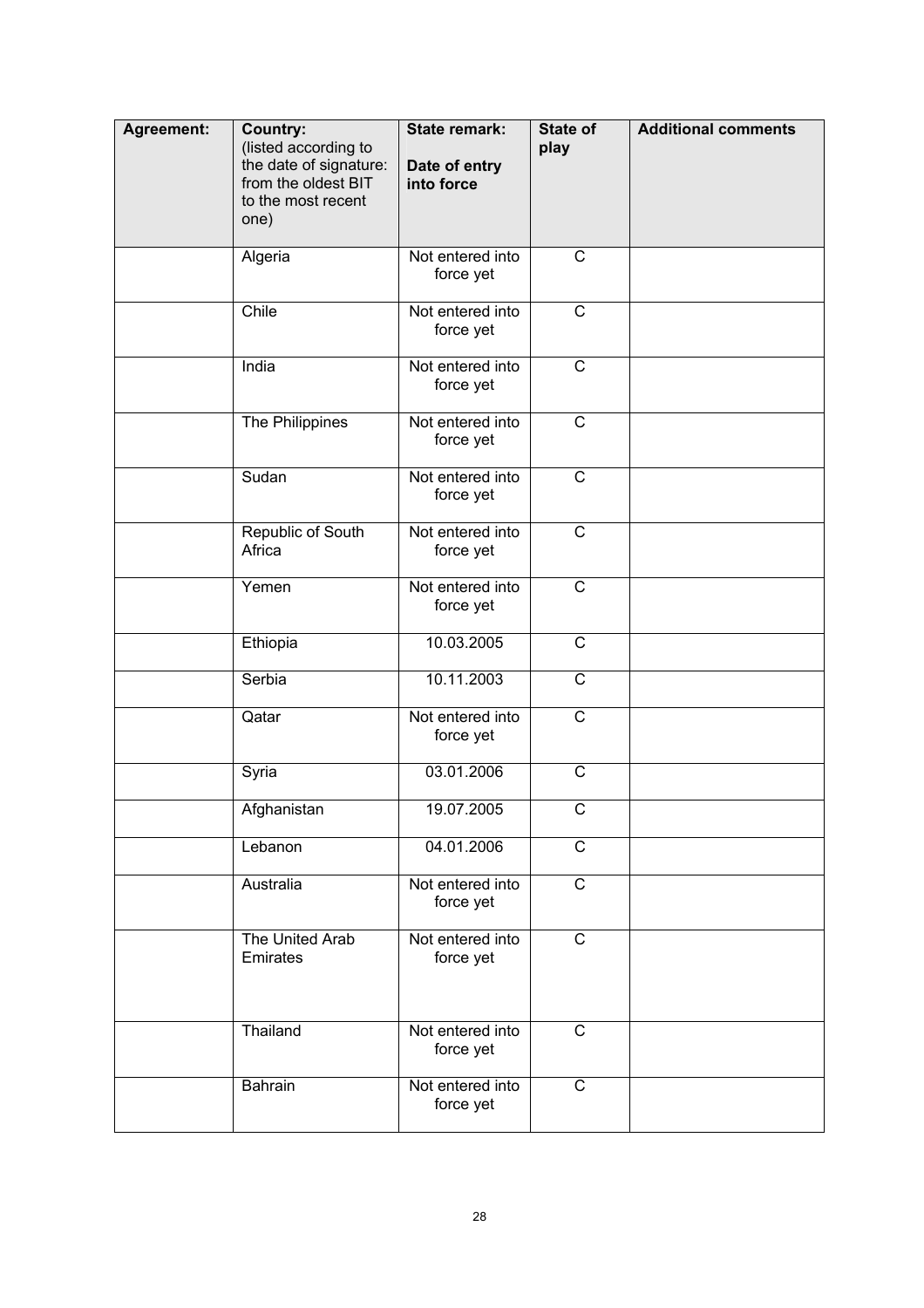| Agreement: | Country: (listed according to the date of signature: from the oldest BIT to the most recent one) | State remark: Date of entry into force | State of play | Additional comments |
|---|---|---|---|---|
| | Algeria | Not entered into force yet | C | |
| | Chile | Not entered into force yet | C | |
| | India | Not entered into force yet | C | |
| | The Philippines | Not entered into force yet | C | |
| | Sudan | Not entered into force yet | C | |
| | Republic of South Africa | Not entered into force yet | C | |
| | Yemen | Not entered into force yet | C | |
| | Ethiopia | 10.03.2005 | C | |
| | Serbia | 10.11.2003 | C | |
| | Qatar | Not entered into force yet | C | |
| | Syria | 03.01.2006 | C | |
| | Afghanistan | 19.07.2005 | C | |
| | Lebanon | 04.01.2006 | C | |
| | Australia | Not entered into force yet | C | |
| | The United Arab Emirates | Not entered into force yet | C | |
| | Thailand | Not entered into force yet | C | |
| | Bahrain | Not entered into force yet | C | |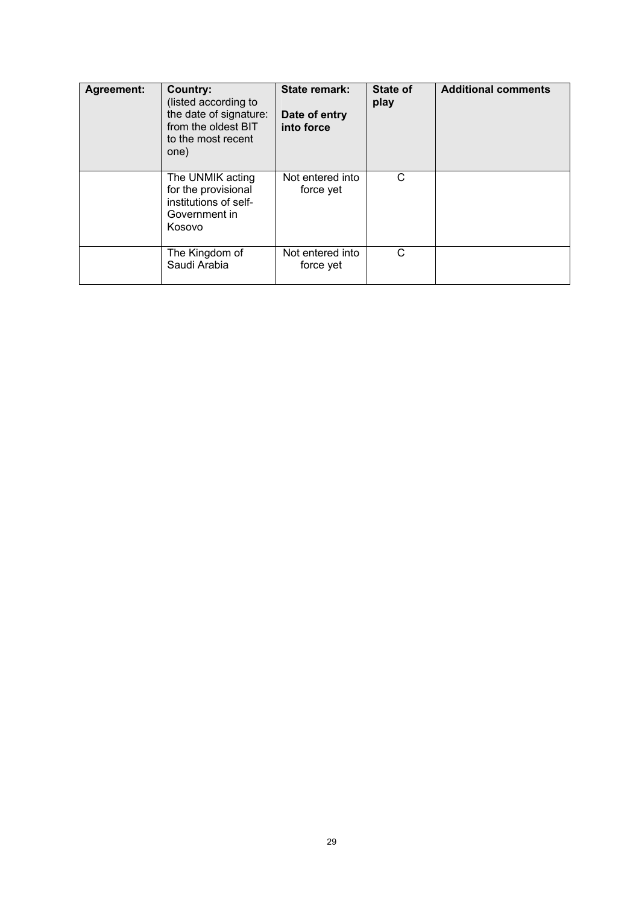| Agreement: | Country: (listed according to the date of signature: from the oldest BIT to the most recent one) | State remark: Date of entry into force | State of play | Additional comments |
|---|---|---|---|---|
| | The UNMIK acting for the provisional institutions of self-Government in Kosovo | Not entered into force yet | C | |
| | The Kingdom of Saudi Arabia | Not entered into force yet | C | |